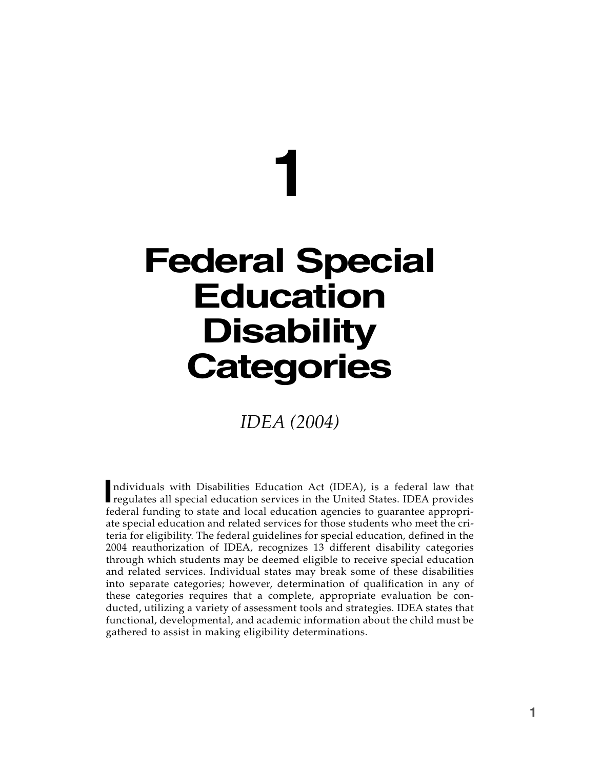# 1

# Federal Special Education Disability Categories

*IDEA (2004)*

Individuals with Disabilities Education Act (IDEA), is a federal law that regulates all special education services in the United States. IDEA provides federal funding to state and local education agencies to guarantee appropriate special education and related services for those students who meet the criteria for eligibility. The federal guidelines for special education, defined in the 2004 reauthorization of IDEA, recognizes 13 different disability categories through which students may be deemed eligible to receive special education and related services. Individual states may break some of these disabilities into separate categories; however, determination of qualification in any of these categories requires that a complete, appropriate evaluation be conducted, utilizing a variety of assessment tools and strategies. IDEA states that functional, developmental, and academic information about the child must be gathered to assist in making eligibility determinations.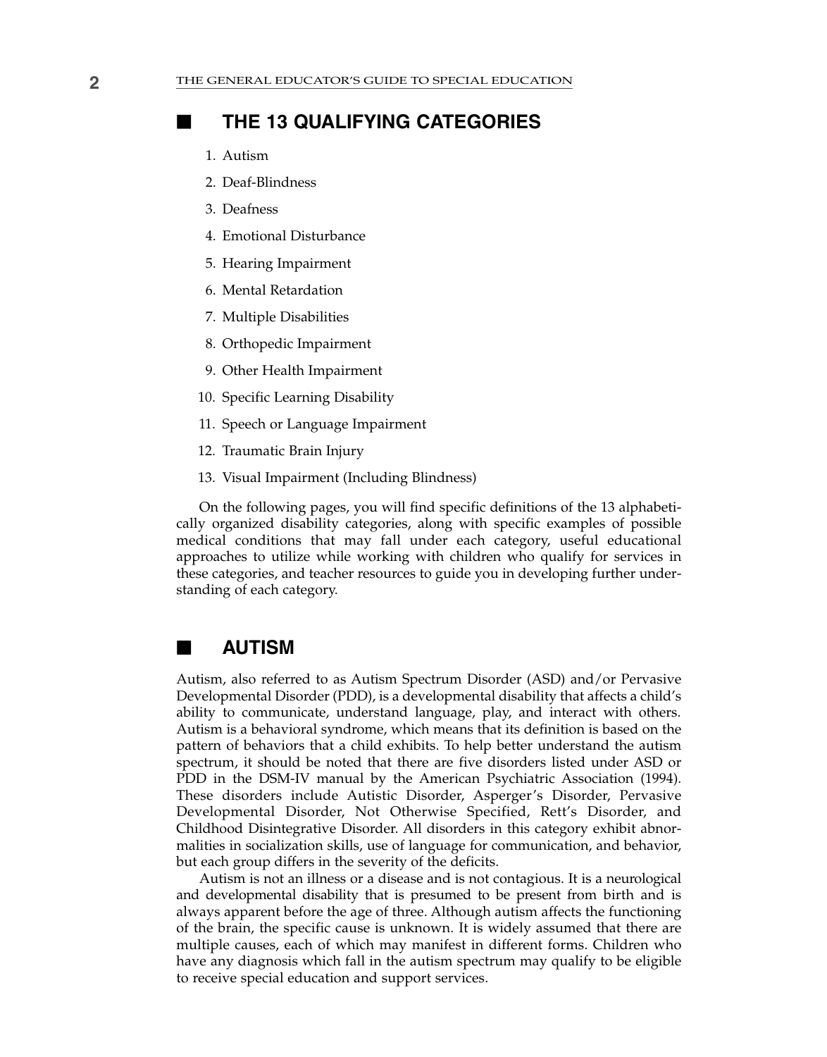## THE 13 QUALIFYING CATEGORIES

1. Autism
2. Deaf-Blindness
3. Deafness
4. Emotional Disturbance
5. Hearing Impairment
6. Mental Retardation
7. Multiple Disabilities
8. Orthopedic Impairment
9. Other Health Impairment
10. Specific Learning Disability
11. Speech or Language Impairment
12. Traumatic Brain Injury
13. Visual Impairment (Including Blindness)

On the following pages, you will find specific definitions of the 13 alphabetically organized disability categories, along with specific examples of possible medical conditions that may fall under each category, useful educational approaches to utilize while working with children who qualify for services in these categories, and teacher resources to guide you in developing further understanding of each category.

## AUTISM

Autism, also referred to as Autism Spectrum Disorder (ASD) and/or Pervasive Developmental Disorder (PDD), is a developmental disability that affects a child's ability to communicate, understand language, play, and interact with others. Autism is a behavioral syndrome, which means that its definition is based on the pattern of behaviors that a child exhibits. To help better understand the autism spectrum, it should be noted that there are five disorders listed under ASD or PDD in the DSM-IV manual by the American Psychiatric Association (1994). These disorders include Autistic Disorder, Asperger's Disorder, Pervasive Developmental Disorder, Not Otherwise Specified, Rett's Disorder, and Childhood Disintegrative Disorder. All disorders in this category exhibit abnormalities in socialization skills, use of language for communication, and behavior, but each group differs in the severity of the deficits.

Autism is not an illness or a disease and is not contagious. It is a neurological and developmental disability that is presumed to be present from birth and is always apparent before the age of three. Although autism affects the functioning of the brain, the specific cause is unknown. It is widely assumed that there are multiple causes, each of which may manifest in different forms. Children who have any diagnosis which fall in the autism spectrum may qualify to be eligible to receive special education and support services.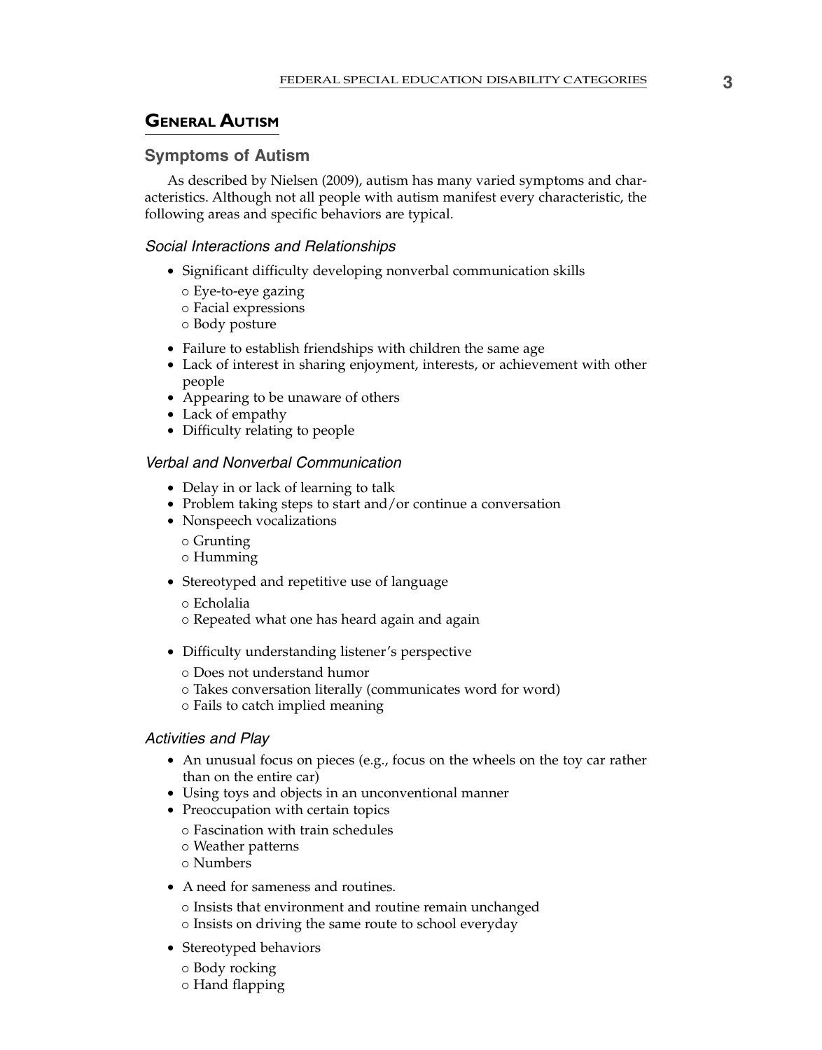## General Autism

### Symptoms of Autism

As described by Nielsen (2009), autism has many varied symptoms and characteristics. Although not all people with autism manifest every characteristic, the following areas and specific behaviors are typical.

#### *Social Interactions and Relationships*

- Significant difficulty developing nonverbal communication skills
  - Eye-to-eye gazing
  - Facial expressions
  - Body posture
- Failure to establish friendships with children the same age
- Lack of interest in sharing enjoyment, interests, or achievement with other people
- Appearing to be unaware of others
- Lack of empathy
- Difficulty relating to people

#### *Verbal and Nonverbal Communication*

- Delay in or lack of learning to talk
- Problem taking steps to start and/or continue a conversation
- Nonspeech vocalizations
  - Grunting
  - Humming
- Stereotyped and repetitive use of language
  - Echolalia
  - Repeated what one has heard again and again
- Difficulty understanding listener's perspective
  - Does not understand humor
  - Takes conversation literally (communicates word for word)
  - Fails to catch implied meaning

#### *Activities and Play*

- An unusual focus on pieces (e.g., focus on the wheels on the toy car rather than on the entire car)
- Using toys and objects in an unconventional manner
- Preoccupation with certain topics
  - Fascination with train schedules
  - Weather patterns
  - Numbers
- A need for sameness and routines.
  - Insists that environment and routine remain unchanged
  - Insists on driving the same route to school everyday
- Stereotyped behaviors
  - Body rocking
  - Hand flapping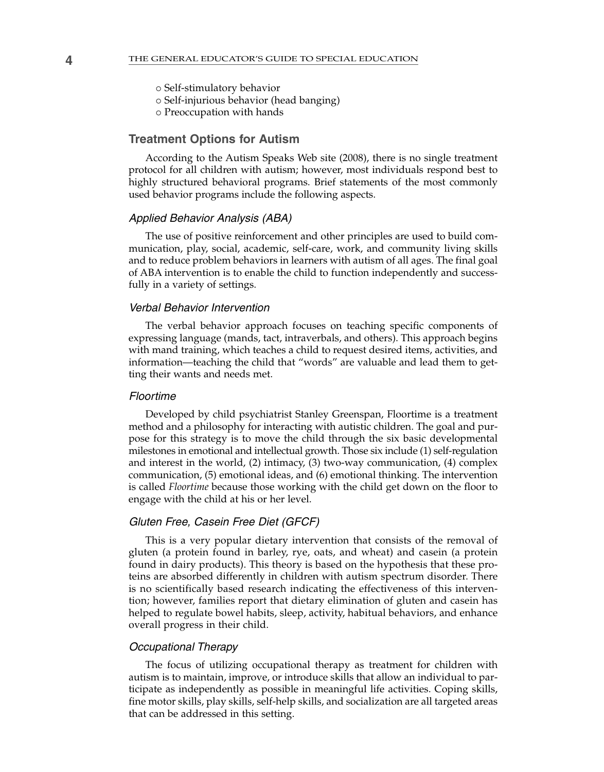- Self-stimulatory behavior
- Self-injurious behavior (head banging)
- Preoccupation with hands

## Treatment Options for Autism

According to the Autism Speaks Web site (2008), there is no single treatment protocol for all children with autism; however, most individuals respond best to highly structured behavioral programs. Brief statements of the most commonly used behavior programs include the following aspects.

### *Applied Behavior Analysis (ABA)*

The use of positive reinforcement and other principles are used to build communication, play, social, academic, self-care, work, and community living skills and to reduce problem behaviors in learners with autism of all ages. The final goal of ABA intervention is to enable the child to function independently and successfully in a variety of settings.

### *Verbal Behavior Intervention*

The verbal behavior approach focuses on teaching specific components of expressing language (mands, tact, intraverbals, and others). This approach begins with mand training, which teaches a child to request desired items, activities, and information—teaching the child that "words" are valuable and lead them to getting their wants and needs met.

### *Floortime*

Developed by child psychiatrist Stanley Greenspan, Floortime is a treatment method and a philosophy for interacting with autistic children. The goal and purpose for this strategy is to move the child through the six basic developmental milestones in emotional and intellectual growth. Those six include (1) self-regulation and interest in the world, (2) intimacy, (3) two-way communication, (4) complex communication, (5) emotional ideas, and (6) emotional thinking. The intervention is called *Floortime* because those working with the child get down on the floor to engage with the child at his or her level.

### *Gluten Free, Casein Free Diet (GFCF)*

This is a very popular dietary intervention that consists of the removal of gluten (a protein found in barley, rye, oats, and wheat) and casein (a protein found in dairy products). This theory is based on the hypothesis that these proteins are absorbed differently in children with autism spectrum disorder. There is no scientifically based research indicating the effectiveness of this intervention; however, families report that dietary elimination of gluten and casein has helped to regulate bowel habits, sleep, activity, habitual behaviors, and enhance overall progress in their child.

### *Occupational Therapy*

The focus of utilizing occupational therapy as treatment for children with autism is to maintain, improve, or introduce skills that allow an individual to participate as independently as possible in meaningful life activities. Coping skills, fine motor skills, play skills, self-help skills, and socialization are all targeted areas that can be addressed in this setting.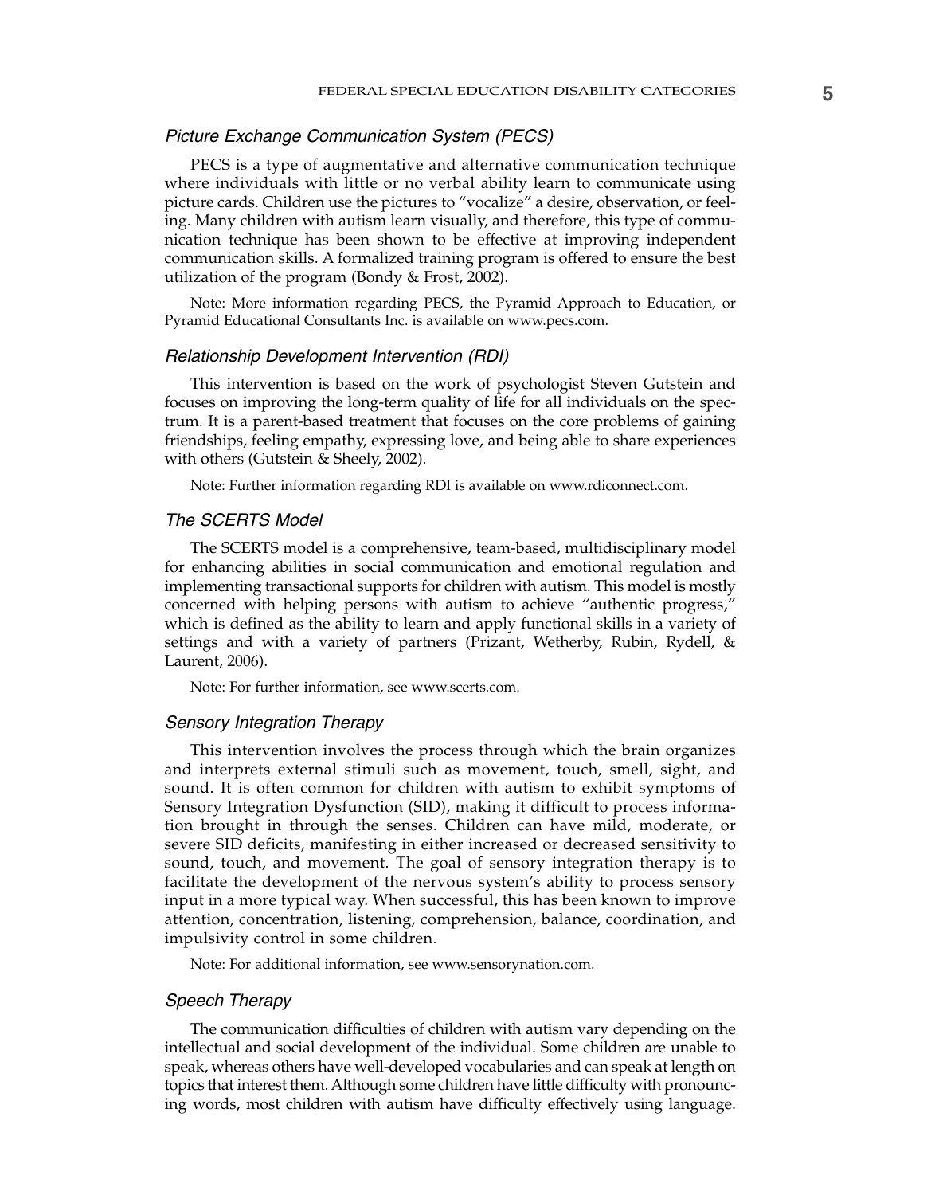### *Picture Exchange Communication System (PECS)*

PECS is a type of augmentative and alternative communication technique where individuals with little or no verbal ability learn to communicate using picture cards. Children use the pictures to "vocalize" a desire, observation, or feeling. Many children with autism learn visually, and therefore, this type of communication technique has been shown to be effective at improving independent communication skills. A formalized training program is offered to ensure the best utilization of the program (Bondy & Frost, 2002).

Note: More information regarding PECS, the Pyramid Approach to Education, or Pyramid Educational Consultants Inc. is available on www.pecs.com.

### *Relationship Development Intervention (RDI)*

This intervention is based on the work of psychologist Steven Gutstein and focuses on improving the long-term quality of life for all individuals on the spectrum. It is a parent-based treatment that focuses on the core problems of gaining friendships, feeling empathy, expressing love, and being able to share experiences with others (Gutstein & Sheely, 2002).

Note: Further information regarding RDI is available on www.rdiconnect.com.

### *The SCERTS Model*

The SCERTS model is a comprehensive, team-based, multidisciplinary model for enhancing abilities in social communication and emotional regulation and implementing transactional supports for children with autism. This model is mostly concerned with helping persons with autism to achieve "authentic progress," which is defined as the ability to learn and apply functional skills in a variety of settings and with a variety of partners (Prizant, Wetherby, Rubin, Rydell, & Laurent, 2006).

Note: For further information, see www.scerts.com.

### *Sensory Integration Therapy*

This intervention involves the process through which the brain organizes and interprets external stimuli such as movement, touch, smell, sight, and sound. It is often common for children with autism to exhibit symptoms of Sensory Integration Dysfunction (SID), making it difficult to process information brought in through the senses. Children can have mild, moderate, or severe SID deficits, manifesting in either increased or decreased sensitivity to sound, touch, and movement. The goal of sensory integration therapy is to facilitate the development of the nervous system's ability to process sensory input in a more typical way. When successful, this has been known to improve attention, concentration, listening, comprehension, balance, coordination, and impulsivity control in some children.

Note: For additional information, see www.sensorynation.com.

### *Speech Therapy*

The communication difficulties of children with autism vary depending on the intellectual and social development of the individual. Some children are unable to speak, whereas others have well-developed vocabularies and can speak at length on topics that interest them. Although some children have little difficulty with pronouncing words, most children with autism have difficulty effectively using language.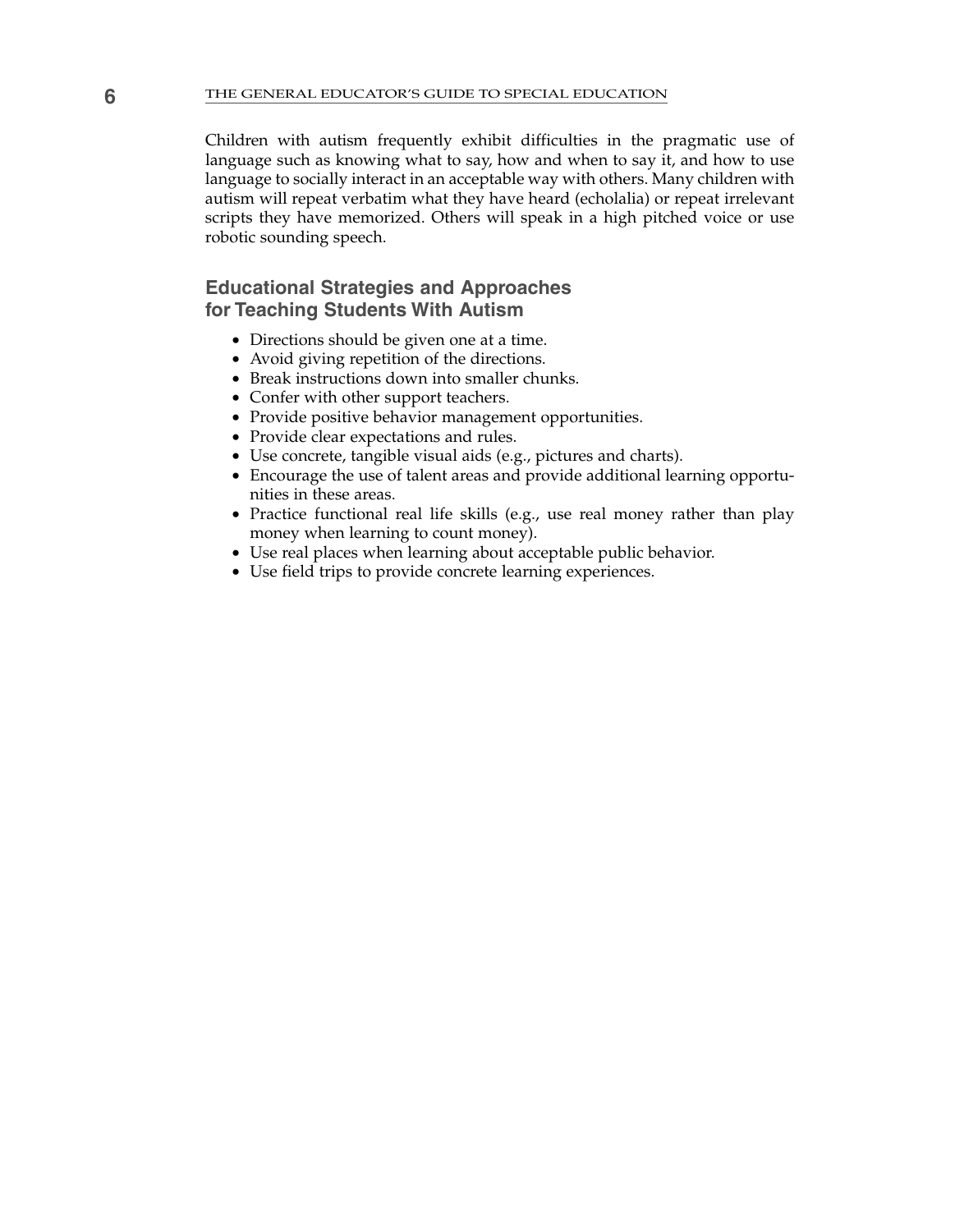Children with autism frequently exhibit difficulties in the pragmatic use of language such as knowing what to say, how and when to say it, and how to use language to socially interact in an acceptable way with others. Many children with autism will repeat verbatim what they have heard (echolalia) or repeat irrelevant scripts they have memorized. Others will speak in a high pitched voice or use robotic sounding speech.

## Educational Strategies and Approaches for Teaching Students With Autism

- Directions should be given one at a time.
- Avoid giving repetition of the directions.
- Break instructions down into smaller chunks.
- Confer with other support teachers.
- Provide positive behavior management opportunities.
- Provide clear expectations and rules.
- Use concrete, tangible visual aids (e.g., pictures and charts).
- Encourage the use of talent areas and provide additional learning opportunities in these areas.
- Practice functional real life skills (e.g., use real money rather than play money when learning to count money).
- Use real places when learning about acceptable public behavior.
- Use field trips to provide concrete learning experiences.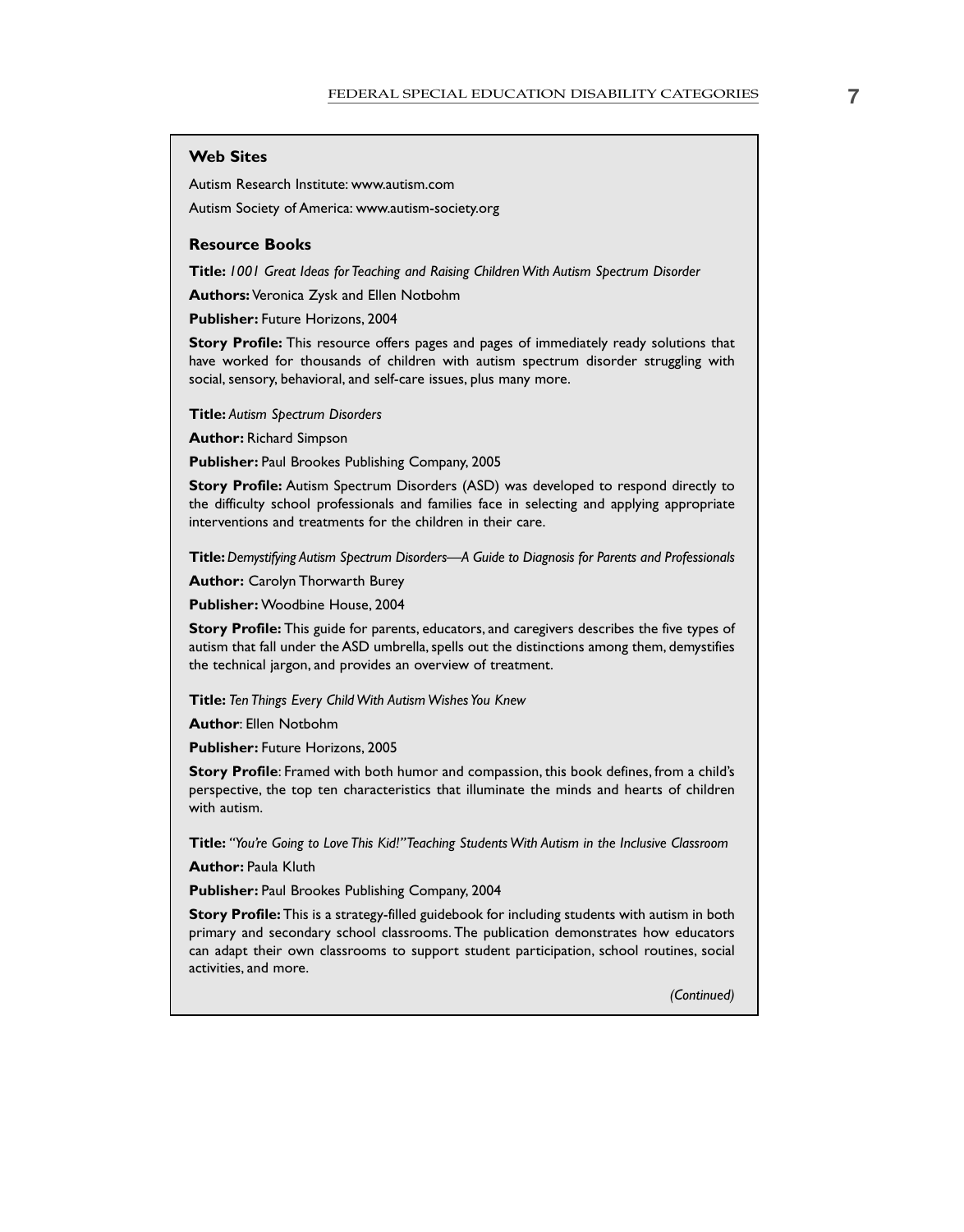### Web Sites

Autism Research Institute: www.autism.com

Autism Society of America: www.autism-society.org

### Resource Books

**Title:** *1001 Great Ideas for Teaching and Raising Children With Autism Spectrum Disorder*

**Authors:** Veronica Zysk and Ellen Notbohm

**Publisher:** Future Horizons, 2004

**Story Profile:** This resource offers pages and pages of immediately ready solutions that have worked for thousands of children with autism spectrum disorder struggling with social, sensory, behavioral, and self-care issues, plus many more.

**Title:** *Autism Spectrum Disorders*

**Author:** Richard Simpson

**Publisher:** Paul Brookes Publishing Company, 2005

**Story Profile:** Autism Spectrum Disorders (ASD) was developed to respond directly to the difficulty school professionals and families face in selecting and applying appropriate interventions and treatments for the children in their care.

**Title:** *Demystifying Autism Spectrum Disorders—A Guide to Diagnosis for Parents and Professionals*

**Author:** Carolyn Thorwarth Burey

**Publisher:** Woodbine House, 2004

**Story Profile:** This guide for parents, educators, and caregivers describes the five types of autism that fall under the ASD umbrella, spells out the distinctions among them, demystifies the technical jargon, and provides an overview of treatment.

**Title:** *Ten Things Every Child With Autism Wishes You Knew*

**Author**: Ellen Notbohm

**Publisher:** Future Horizons, 2005

**Story Profile**: Framed with both humor and compassion, this book defines, from a child's perspective, the top ten characteristics that illuminate the minds and hearts of children with autism.

**Title:** *"You're Going to Love This Kid!" Teaching Students With Autism in the Inclusive Classroom*

**Author:** Paula Kluth

**Publisher:** Paul Brookes Publishing Company, 2004

**Story Profile:** This is a strategy-filled guidebook for including students with autism in both primary and secondary school classrooms. The publication demonstrates how educators can adapt their own classrooms to support student participation, school routines, social activities, and more.

*(Continued)*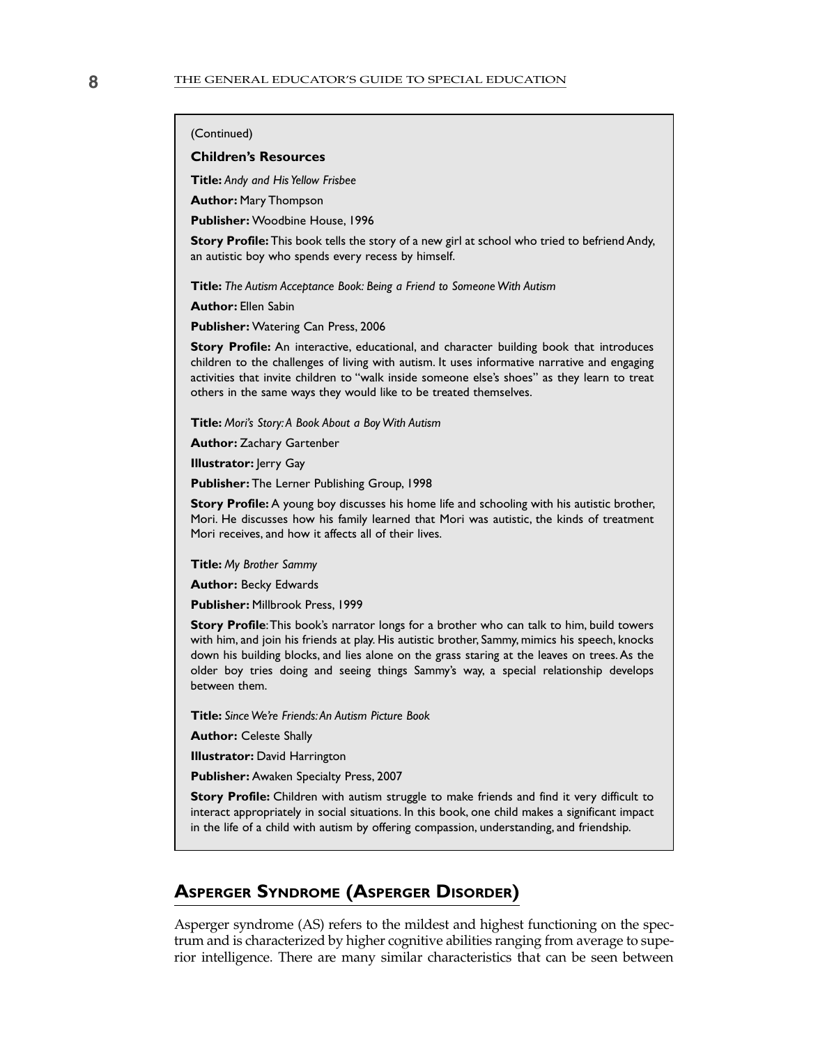(Continued)

**Children's Resources**

**Title:** *Andy and His Yellow Frisbee*

**Author:** Mary Thompson

**Publisher:** Woodbine House, 1996

**Story Profile:** This book tells the story of a new girl at school who tried to befriend Andy, an autistic boy who spends every recess by himself.

**Title:** *The Autism Acceptance Book: Being a Friend to Someone With Autism*

**Author:** Ellen Sabin

**Publisher:** Watering Can Press, 2006

**Story Profile:** An interactive, educational, and character building book that introduces children to the challenges of living with autism. It uses informative narrative and engaging activities that invite children to "walk inside someone else's shoes" as they learn to treat others in the same ways they would like to be treated themselves.

**Title:** *Mori's Story: A Book About a Boy With Autism*

**Author:** Zachary Gartenber

**Illustrator:** Jerry Gay

**Publisher:** The Lerner Publishing Group, 1998

**Story Profile:** A young boy discusses his home life and schooling with his autistic brother, Mori. He discusses how his family learned that Mori was autistic, the kinds of treatment Mori receives, and how it affects all of their lives.

**Title:** *My Brother Sammy*

**Author:** Becky Edwards

**Publisher:** Millbrook Press, 1999

**Story Profile**: This book's narrator longs for a brother who can talk to him, build towers with him, and join his friends at play. His autistic brother, Sammy, mimics his speech, knocks down his building blocks, and lies alone on the grass staring at the leaves on trees. As the older boy tries doing and seeing things Sammy's way, a special relationship develops between them.

**Title:** *Since We're Friends: An Autism Picture Book*

**Author:** Celeste Shally

**Illustrator:** David Harrington

**Publisher:** Awaken Specialty Press, 2007

**Story Profile:** Children with autism struggle to make friends and find it very difficult to interact appropriately in social situations. In this book, one child makes a significant impact in the life of a child with autism by offering compassion, understanding, and friendship.

## Asperger Syndrome (Asperger Disorder)

Asperger syndrome (AS) refers to the mildest and highest functioning on the spectrum and is characterized by higher cognitive abilities ranging from average to superior intelligence. There are many similar characteristics that can be seen between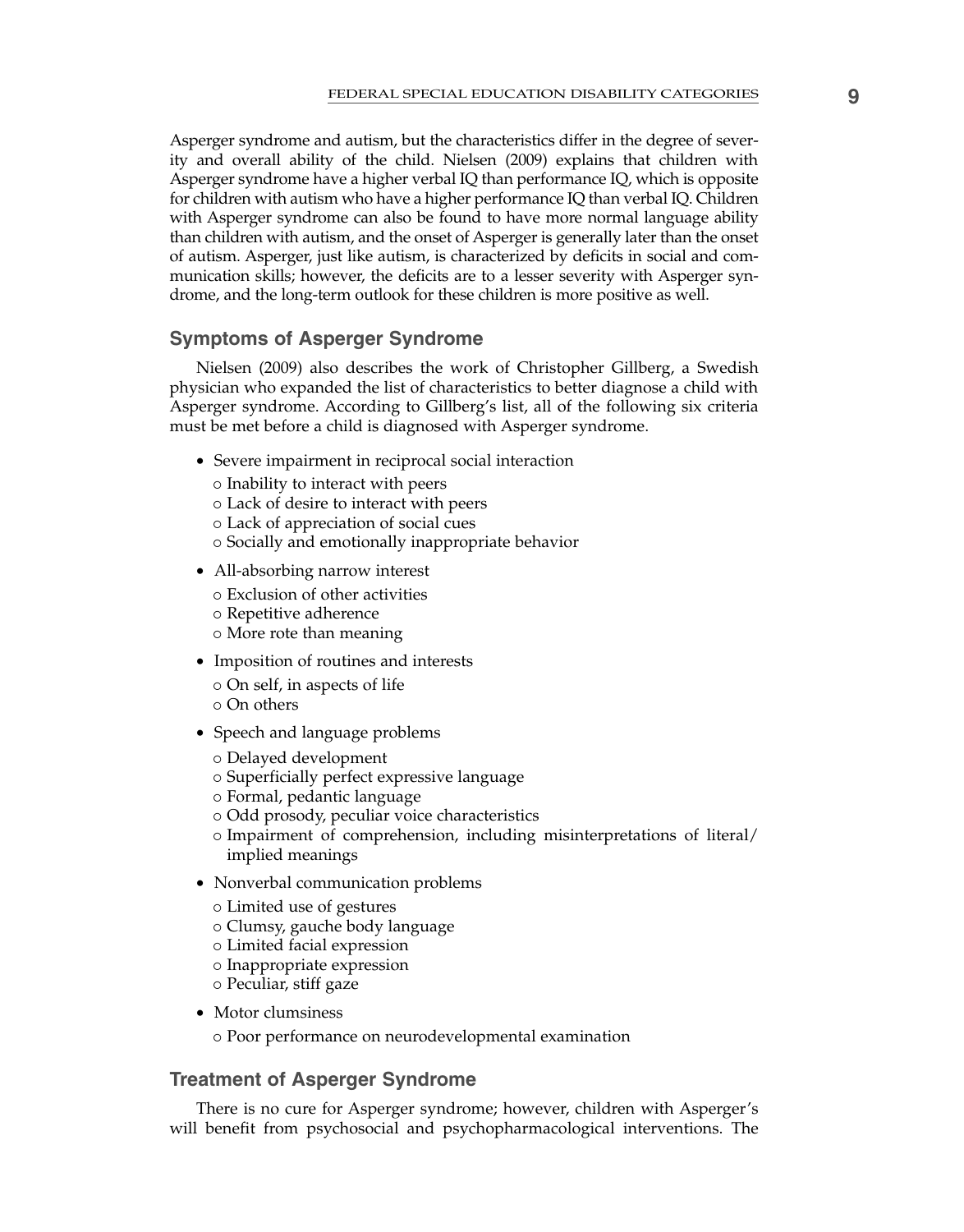Asperger syndrome and autism, but the characteristics differ in the degree of severity and overall ability of the child. Nielsen (2009) explains that children with Asperger syndrome have a higher verbal IQ than performance IQ, which is opposite for children with autism who have a higher performance IQ than verbal IQ. Children with Asperger syndrome can also be found to have more normal language ability than children with autism, and the onset of Asperger is generally later than the onset of autism. Asperger, just like autism, is characterized by deficits in social and communication skills; however, the deficits are to a lesser severity with Asperger syndrome, and the long-term outlook for these children is more positive as well.

### Symptoms of Asperger Syndrome

Nielsen (2009) also describes the work of Christopher Gillberg, a Swedish physician who expanded the list of characteristics to better diagnose a child with Asperger syndrome. According to Gillberg's list, all of the following six criteria must be met before a child is diagnosed with Asperger syndrome.

- Severe impairment in reciprocal social interaction
  - Inability to interact with peers
  - Lack of desire to interact with peers
  - Lack of appreciation of social cues
  - Socially and emotionally inappropriate behavior
- All-absorbing narrow interest
  - Exclusion of other activities
  - Repetitive adherence
  - More rote than meaning
- Imposition of routines and interests
  - On self, in aspects of life
  - On others
- Speech and language problems
  - Delayed development
  - Superficially perfect expressive language
  - Formal, pedantic language
  - Odd prosody, peculiar voice characteristics
  - Impairment of comprehension, including misinterpretations of literal/implied meanings
- Nonverbal communication problems
  - Limited use of gestures
  - Clumsy, gauche body language
  - Limited facial expression
  - Inappropriate expression
  - Peculiar, stiff gaze
- Motor clumsiness
  - Poor performance on neurodevelopmental examination

### Treatment of Asperger Syndrome

There is no cure for Asperger syndrome; however, children with Asperger's will benefit from psychosocial and psychopharmacological interventions. The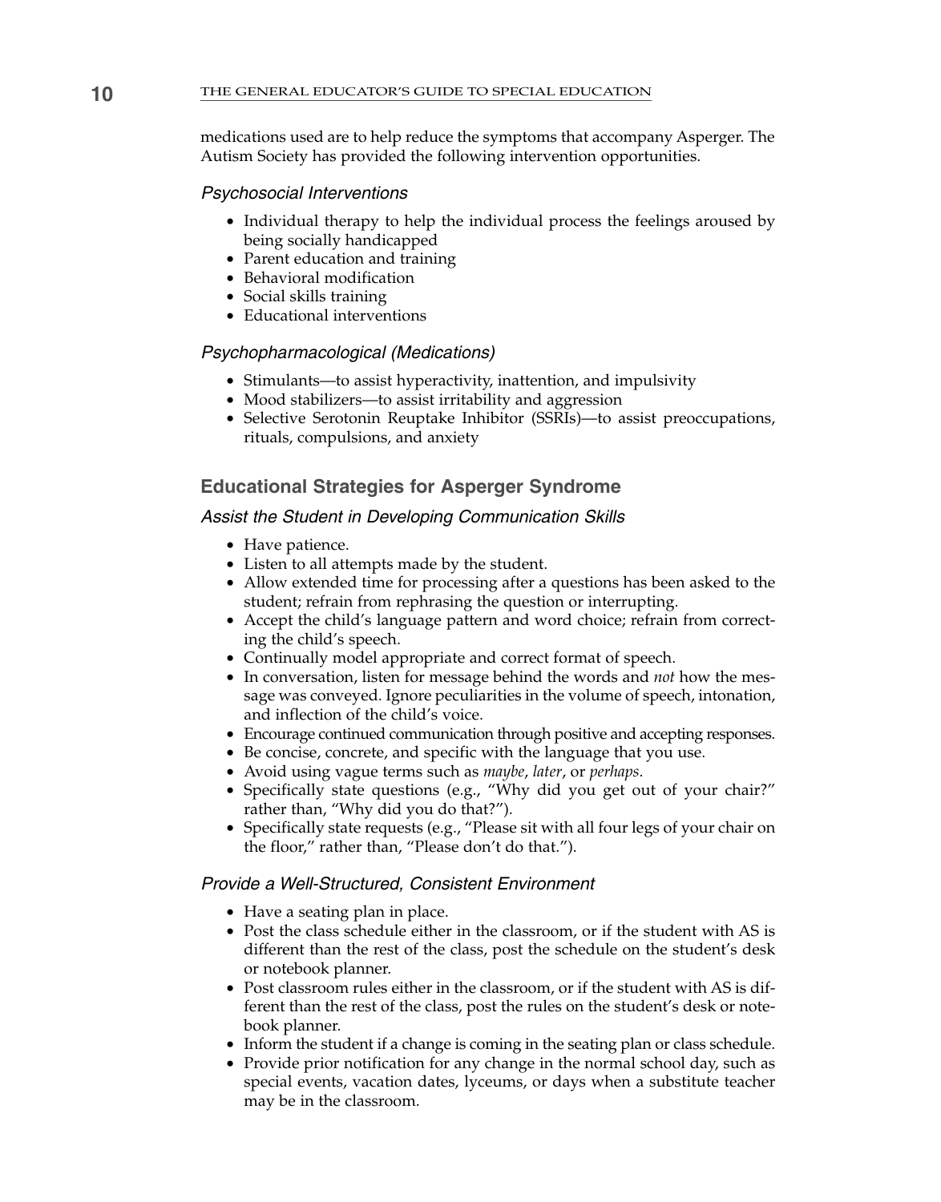medications used are to help reduce the symptoms that accompany Asperger. The Autism Society has provided the following intervention opportunities.

### *Psychosocial Interventions*

- Individual therapy to help the individual process the feelings aroused by being socially handicapped
- Parent education and training
- Behavioral modification
- Social skills training
- Educational interventions

### *Psychopharmacological (Medications)*

- Stimulants—to assist hyperactivity, inattention, and impulsivity
- Mood stabilizers—to assist irritability and aggression
- Selective Serotonin Reuptake Inhibitor (SSRIs)—to assist preoccupations, rituals, compulsions, and anxiety

## Educational Strategies for Asperger Syndrome

### *Assist the Student in Developing Communication Skills*

- Have patience.
- Listen to all attempts made by the student.
- Allow extended time for processing after a questions has been asked to the student; refrain from rephrasing the question or interrupting.
- Accept the child's language pattern and word choice; refrain from correcting the child's speech.
- Continually model appropriate and correct format of speech.
- In conversation, listen for message behind the words and *not* how the message was conveyed. Ignore peculiarities in the volume of speech, intonation, and inflection of the child's voice.
- Encourage continued communication through positive and accepting responses.
- Be concise, concrete, and specific with the language that you use.
- Avoid using vague terms such as *maybe*, *later*, or *perhaps*.
- Specifically state questions (e.g., "Why did you get out of your chair?" rather than, "Why did you do that?").
- Specifically state requests (e.g., "Please sit with all four legs of your chair on the floor," rather than, "Please don't do that.").

### *Provide a Well-Structured, Consistent Environment*

- Have a seating plan in place.
- Post the class schedule either in the classroom, or if the student with AS is different than the rest of the class, post the schedule on the student's desk or notebook planner.
- Post classroom rules either in the classroom, or if the student with AS is different than the rest of the class, post the rules on the student's desk or notebook planner.
- Inform the student if a change is coming in the seating plan or class schedule.
- Provide prior notification for any change in the normal school day, such as special events, vacation dates, lyceums, or days when a substitute teacher may be in the classroom.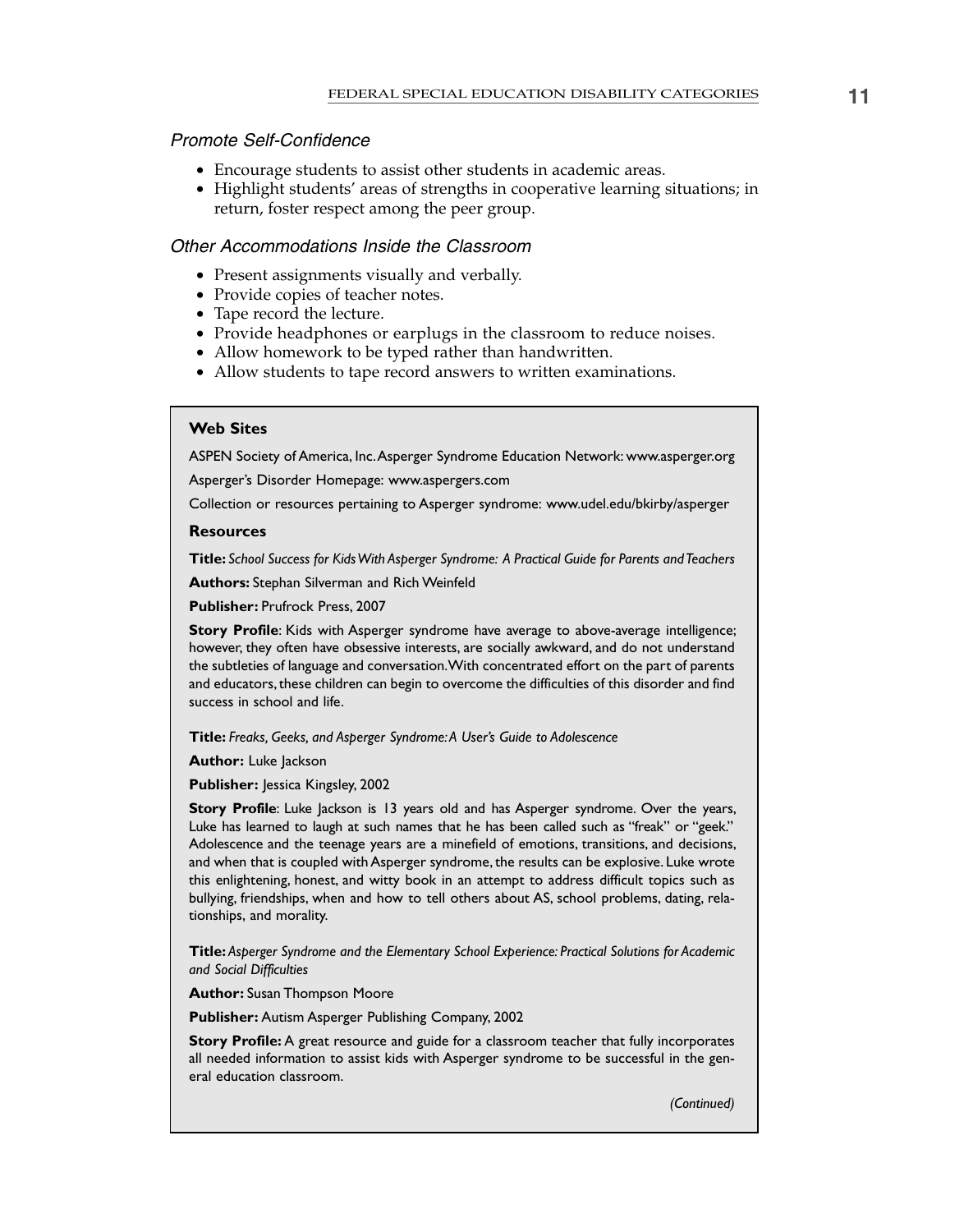### *Promote Self-Confidence*

- Encourage students to assist other students in academic areas.
- Highlight students' areas of strengths in cooperative learning situations; in return, foster respect among the peer group.

### *Other Accommodations Inside the Classroom*

- Present assignments visually and verbally.
- Provide copies of teacher notes.
- Tape record the lecture.
- Provide headphones or earplugs in the classroom to reduce noises.
- Allow homework to be typed rather than handwritten.
- Allow students to tape record answers to written examinations.

**Web Sites**

ASPEN Society of America, Inc. Asperger Syndrome Education Network: www.asperger.org

Asperger's Disorder Homepage: www.aspergers.com

Collection or resources pertaining to Asperger syndrome: www.udel.edu/bkirby/asperger

**Resources**

**Title:** *School Success for Kids With Asperger Syndrome: A Practical Guide for Parents and Teachers*

**Authors:** Stephan Silverman and Rich Weinfeld

**Publisher:** Prufrock Press, 2007

**Story Profile**: Kids with Asperger syndrome have average to above-average intelligence; however, they often have obsessive interests, are socially awkward, and do not understand the subtleties of language and conversation. With concentrated effort on the part of parents and educators, these children can begin to overcome the difficulties of this disorder and find success in school and life.

**Title:** *Freaks, Geeks, and Asperger Syndrome: A User's Guide to Adolescence*

**Author:** Luke Jackson

**Publisher:** Jessica Kingsley, 2002

**Story Profile**: Luke Jackson is 13 years old and has Asperger syndrome. Over the years, Luke has learned to laugh at such names that he has been called such as "freak" or "geek." Adolescence and the teenage years are a minefield of emotions, transitions, and decisions, and when that is coupled with Asperger syndrome, the results can be explosive. Luke wrote this enlightening, honest, and witty book in an attempt to address difficult topics such as bullying, friendships, when and how to tell others about AS, school problems, dating, relationships, and morality.

**Title:** *Asperger Syndrome and the Elementary School Experience: Practical Solutions for Academic and Social Difficulties*

**Author:** Susan Thompson Moore

**Publisher:** Autism Asperger Publishing Company, 2002

**Story Profile:** A great resource and guide for a classroom teacher that fully incorporates all needed information to assist kids with Asperger syndrome to be successful in the general education classroom.

*(Continued)*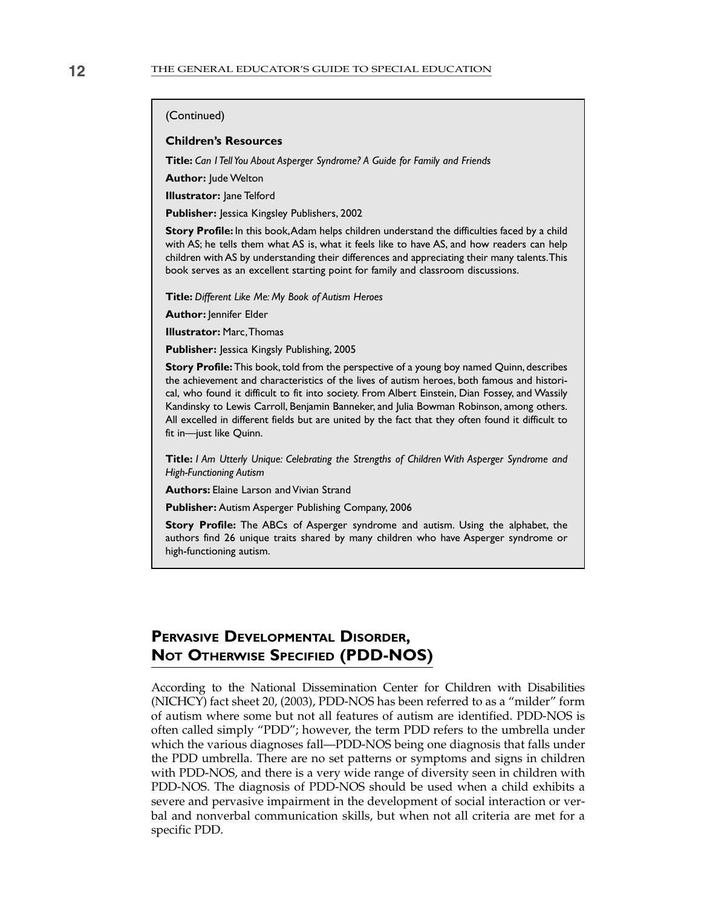(Continued)

**Children's Resources**

**Title:** *Can I Tell You About Asperger Syndrome? A Guide for Family and Friends*

**Author:** Jude Welton

**Illustrator:** Jane Telford

**Publisher:** Jessica Kingsley Publishers, 2002

**Story Profile:** In this book, Adam helps children understand the difficulties faced by a child with AS; he tells them what AS is, what it feels like to have AS, and how readers can help children with AS by understanding their differences and appreciating their many talents. This book serves as an excellent starting point for family and classroom discussions.

**Title:** *Different Like Me: My Book of Autism Heroes*

**Author:** Jennifer Elder

**Illustrator:** Marc, Thomas

**Publisher:** Jessica Kingsly Publishing, 2005

**Story Profile:** This book, told from the perspective of a young boy named Quinn, describes the achievement and characteristics of the lives of autism heroes, both famous and historical, who found it difficult to fit into society. From Albert Einstein, Dian Fossey, and Wassily Kandinsky to Lewis Carroll, Benjamin Banneker, and Julia Bowman Robinson, among others. All excelled in different fields but are united by the fact that they often found it difficult to fit in—just like Quinn.

**Title:** *I Am Utterly Unique: Celebrating the Strengths of Children With Asperger Syndrome and High-Functioning Autism*

**Authors:** Elaine Larson and Vivian Strand

**Publisher:** Autism Asperger Publishing Company, 2006

**Story Profile:** The ABCs of Asperger syndrome and autism. Using the alphabet, the authors find 26 unique traits shared by many children who have Asperger syndrome or high-functioning autism.

## PERVASIVE DEVELOPMENTAL DISORDER, NOT OTHERWISE SPECIFIED (PDD-NOS)

According to the National Dissemination Center for Children with Disabilities (NICHCY) fact sheet 20, (2003), PDD-NOS has been referred to as a "milder" form of autism where some but not all features of autism are identified. PDD-NOS is often called simply "PDD"; however, the term PDD refers to the umbrella under which the various diagnoses fall—PDD-NOS being one diagnosis that falls under the PDD umbrella. There are no set patterns or symptoms and signs in children with PDD-NOS, and there is a very wide range of diversity seen in children with PDD-NOS. The diagnosis of PDD-NOS should be used when a child exhibits a severe and pervasive impairment in the development of social interaction or verbal and nonverbal communication skills, but when not all criteria are met for a specific PDD.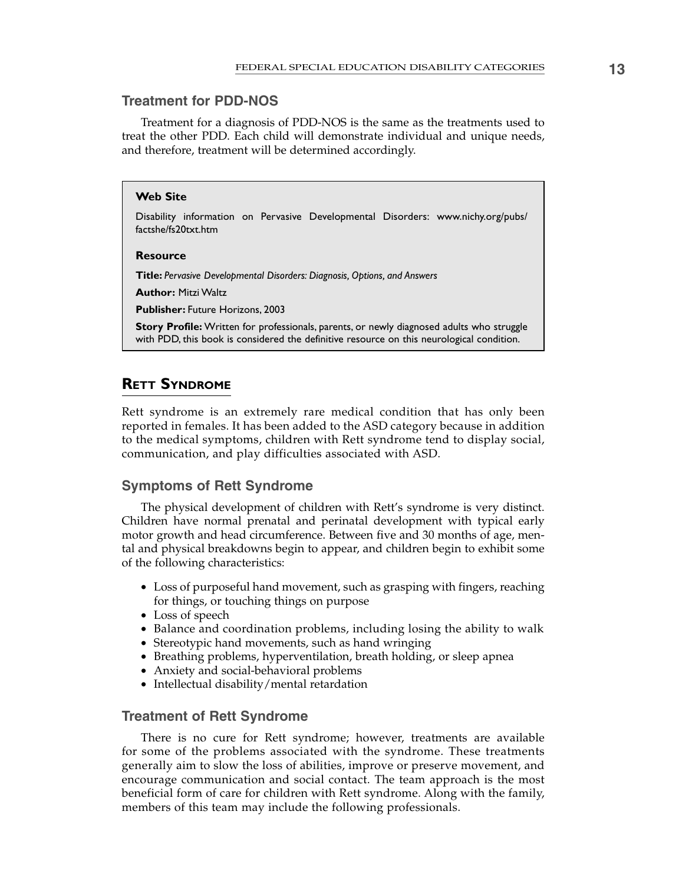### Treatment for PDD-NOS

Treatment for a diagnosis of PDD-NOS is the same as the treatments used to treat the other PDD. Each child will demonstrate individual and unique needs, and therefore, treatment will be determined accordingly.

**Web Site**

Disability information on Pervasive Developmental Disorders: www.nichy.org/pubs/factshe/fs20txt.htm

**Resource**

**Title:** *Pervasive Developmental Disorders: Diagnosis, Options, and Answers*

**Author:** Mitzi Waltz

**Publisher:** Future Horizons, 2003

**Story Profile:** Written for professionals, parents, or newly diagnosed adults who struggle with PDD, this book is considered the definitive resource on this neurological condition.

## Rett Syndrome

Rett syndrome is an extremely rare medical condition that has only been reported in females. It has been added to the ASD category because in addition to the medical symptoms, children with Rett syndrome tend to display social, communication, and play difficulties associated with ASD.

### Symptoms of Rett Syndrome

The physical development of children with Rett's syndrome is very distinct. Children have normal prenatal and perinatal development with typical early motor growth and head circumference. Between five and 30 months of age, mental and physical breakdowns begin to appear, and children begin to exhibit some of the following characteristics:

- Loss of purposeful hand movement, such as grasping with fingers, reaching for things, or touching things on purpose
- Loss of speech
- Balance and coordination problems, including losing the ability to walk
- Stereotypic hand movements, such as hand wringing
- Breathing problems, hyperventilation, breath holding, or sleep apnea
- Anxiety and social-behavioral problems
- Intellectual disability/mental retardation

### Treatment of Rett Syndrome

There is no cure for Rett syndrome; however, treatments are available for some of the problems associated with the syndrome. These treatments generally aim to slow the loss of abilities, improve or preserve movement, and encourage communication and social contact. The team approach is the most beneficial form of care for children with Rett syndrome. Along with the family, members of this team may include the following professionals.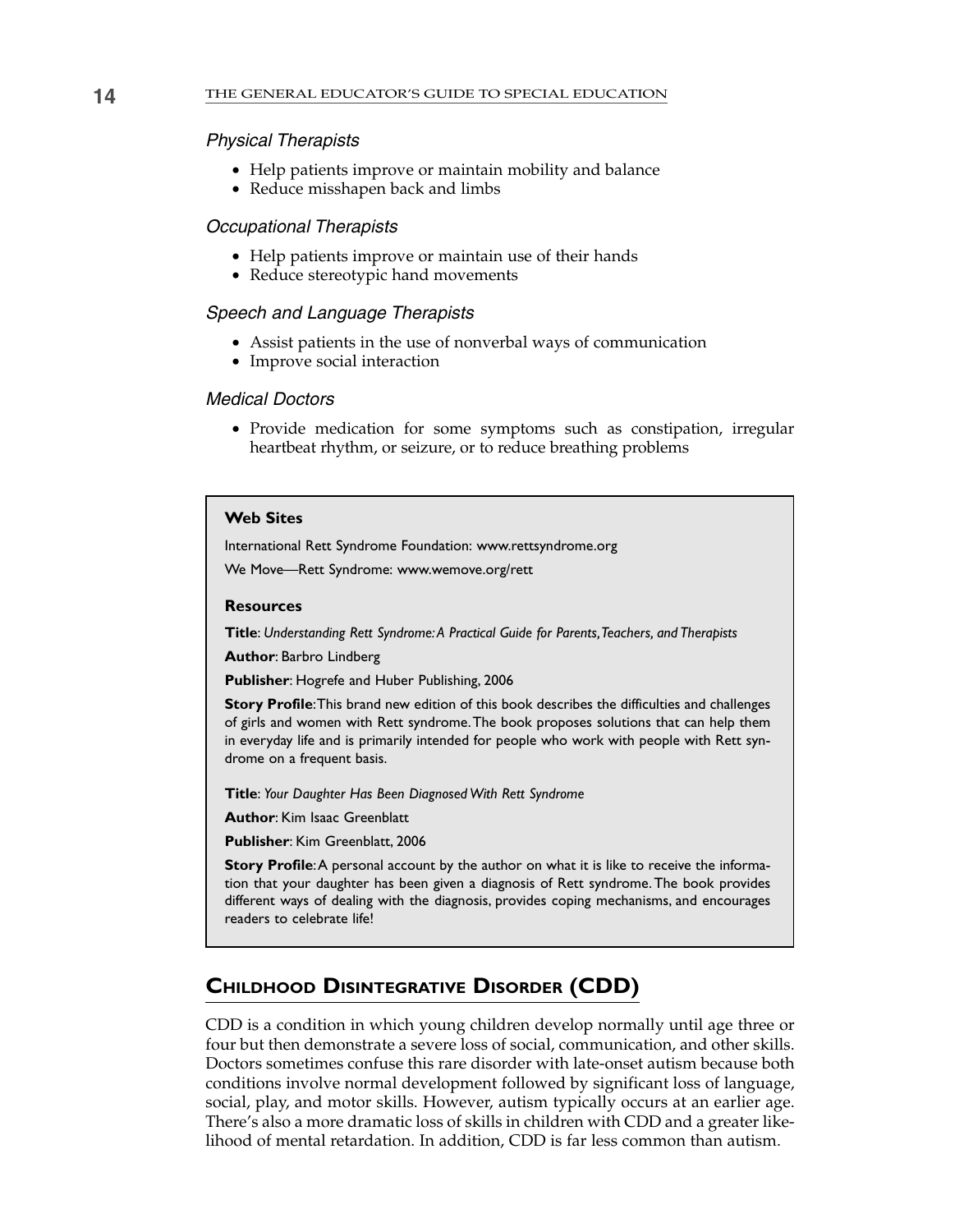*Physical Therapists*

- Help patients improve or maintain mobility and balance
- Reduce misshapen back and limbs

*Occupational Therapists*

- Help patients improve or maintain use of their hands
- Reduce stereotypic hand movements

*Speech and Language Therapists*

- Assist patients in the use of nonverbal ways of communication
- Improve social interaction

*Medical Doctors*

- Provide medication for some symptoms such as constipation, irregular heartbeat rhythm, or seizure, or to reduce breathing problems

**Web Sites**

International Rett Syndrome Foundation: www.rettsyndrome.org

We Move—Rett Syndrome: www.wemove.org/rett

**Resources**

**Title**: *Understanding Rett Syndrome: A Practical Guide for Parents, Teachers, and Therapists*

**Author**: Barbro Lindberg

**Publisher**: Hogrefe and Huber Publishing, 2006

**Story Profile**: This brand new edition of this book describes the difficulties and challenges of girls and women with Rett syndrome. The book proposes solutions that can help them in everyday life and is primarily intended for people who work with people with Rett syndrome on a frequent basis.

**Title**: *Your Daughter Has Been Diagnosed With Rett Syndrome*

**Author**: Kim Isaac Greenblatt

**Publisher**: Kim Greenblatt, 2006

**Story Profile**: A personal account by the author on what it is like to receive the information that your daughter has been given a diagnosis of Rett syndrome. The book provides different ways of dealing with the diagnosis, provides coping mechanisms, and encourages readers to celebrate life!

## CHILDHOOD DISINTEGRATIVE DISORDER (CDD)

CDD is a condition in which young children develop normally until age three or four but then demonstrate a severe loss of social, communication, and other skills. Doctors sometimes confuse this rare disorder with late-onset autism because both conditions involve normal development followed by significant loss of language, social, play, and motor skills. However, autism typically occurs at an earlier age. There's also a more dramatic loss of skills in children with CDD and a greater likelihood of mental retardation. In addition, CDD is far less common than autism.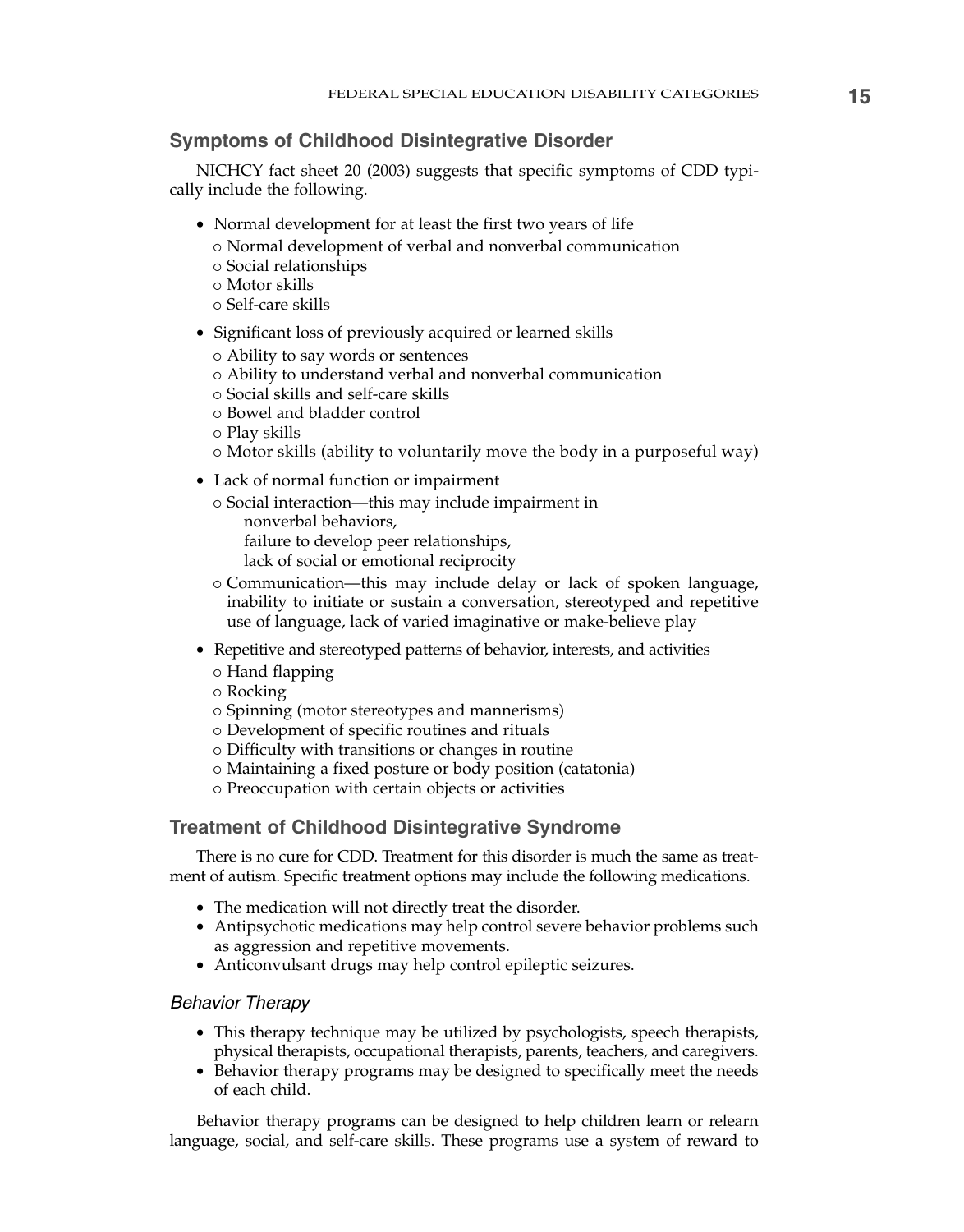## Symptoms of Childhood Disintegrative Disorder

NICHCY fact sheet 20 (2003) suggests that specific symptoms of CDD typically include the following.

- Normal development for at least the first two years of life
  - Normal development of verbal and nonverbal communication
  - Social relationships
  - Motor skills
  - Self-care skills
- Significant loss of previously acquired or learned skills
  - Ability to say words or sentences
  - Ability to understand verbal and nonverbal communication
  - Social skills and self-care skills
  - Bowel and bladder control
  - Play skills
  - Motor skills (ability to voluntarily move the body in a purposeful way)
- Lack of normal function or impairment
  - Social interaction—this may include impairment in
    nonverbal behaviors,
    failure to develop peer relationships,
    lack of social or emotional reciprocity
  - Communication—this may include delay or lack of spoken language, inability to initiate or sustain a conversation, stereotyped and repetitive use of language, lack of varied imaginative or make-believe play
- Repetitive and stereotyped patterns of behavior, interests, and activities
  - Hand flapping
  - Rocking
  - Spinning (motor stereotypes and mannerisms)
  - Development of specific routines and rituals
  - Difficulty with transitions or changes in routine
  - Maintaining a fixed posture or body position (catatonia)
  - Preoccupation with certain objects or activities

## Treatment of Childhood Disintegrative Syndrome

There is no cure for CDD. Treatment for this disorder is much the same as treatment of autism. Specific treatment options may include the following medications.

- The medication will not directly treat the disorder.
- Antipsychotic medications may help control severe behavior problems such as aggression and repetitive movements.
- Anticonvulsant drugs may help control epileptic seizures.

### *Behavior Therapy*

- This therapy technique may be utilized by psychologists, speech therapists, physical therapists, occupational therapists, parents, teachers, and caregivers.
- Behavior therapy programs may be designed to specifically meet the needs of each child.

Behavior therapy programs can be designed to help children learn or relearn language, social, and self-care skills. These programs use a system of reward to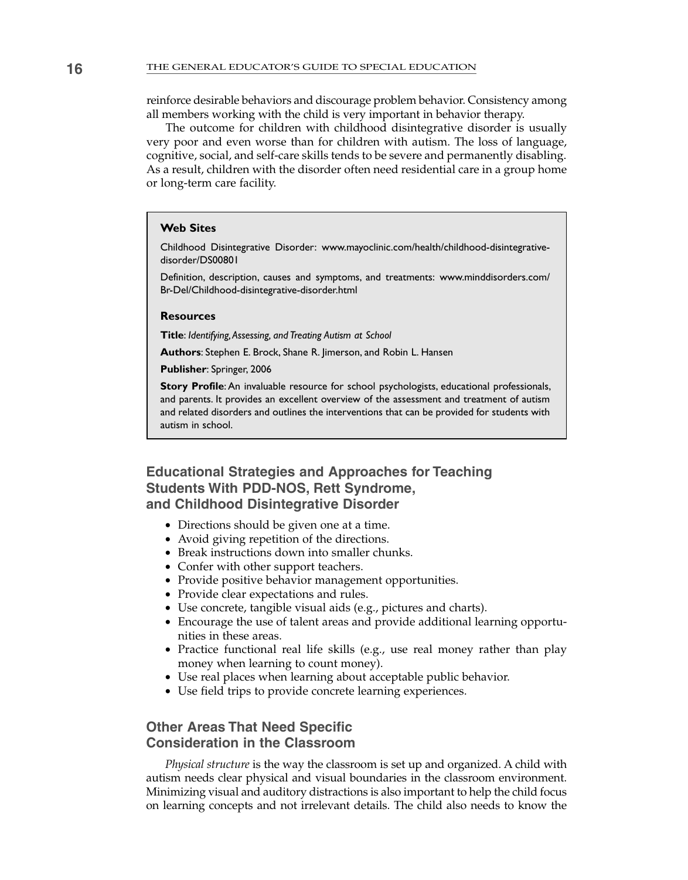reinforce desirable behaviors and discourage problem behavior. Consistency among all members working with the child is very important in behavior therapy.

The outcome for children with childhood disintegrative disorder is usually very poor and even worse than for children with autism. The loss of language, cognitive, social, and self-care skills tends to be severe and permanently disabling. As a result, children with the disorder often need residential care in a group home or long-term care facility.

> **Web Sites**
>
> Childhood Disintegrative Disorder: www.mayoclinic.com/health/childhood-disintegrative-disorder/DS00801
>
> Definition, description, causes and symptoms, and treatments: www.minddisorders.com/Br-Del/Childhood-disintegrative-disorder.html
>
> **Resources**
>
> **Title**: *Identifying, Assessing, and Treating Autism at School*
>
> **Authors**: Stephen E. Brock, Shane R. Jimerson, and Robin L. Hansen
>
> **Publisher**: Springer, 2006
>
> **Story Profile**: An invaluable resource for school psychologists, educational professionals, and parents. It provides an excellent overview of the assessment and treatment of autism and related disorders and outlines the interventions that can be provided for students with autism in school.

## Educational Strategies and Approaches for Teaching Students With PDD-NOS, Rett Syndrome, and Childhood Disintegrative Disorder

- Directions should be given one at a time.
- Avoid giving repetition of the directions.
- Break instructions down into smaller chunks.
- Confer with other support teachers.
- Provide positive behavior management opportunities.
- Provide clear expectations and rules.
- Use concrete, tangible visual aids (e.g., pictures and charts).
- Encourage the use of talent areas and provide additional learning opportunities in these areas.
- Practice functional real life skills (e.g., use real money rather than play money when learning to count money).
- Use real places when learning about acceptable public behavior.
- Use field trips to provide concrete learning experiences.

## Other Areas That Need Specific Consideration in the Classroom

*Physical structure* is the way the classroom is set up and organized. A child with autism needs clear physical and visual boundaries in the classroom environment. Minimizing visual and auditory distractions is also important to help the child focus on learning concepts and not irrelevant details. The child also needs to know the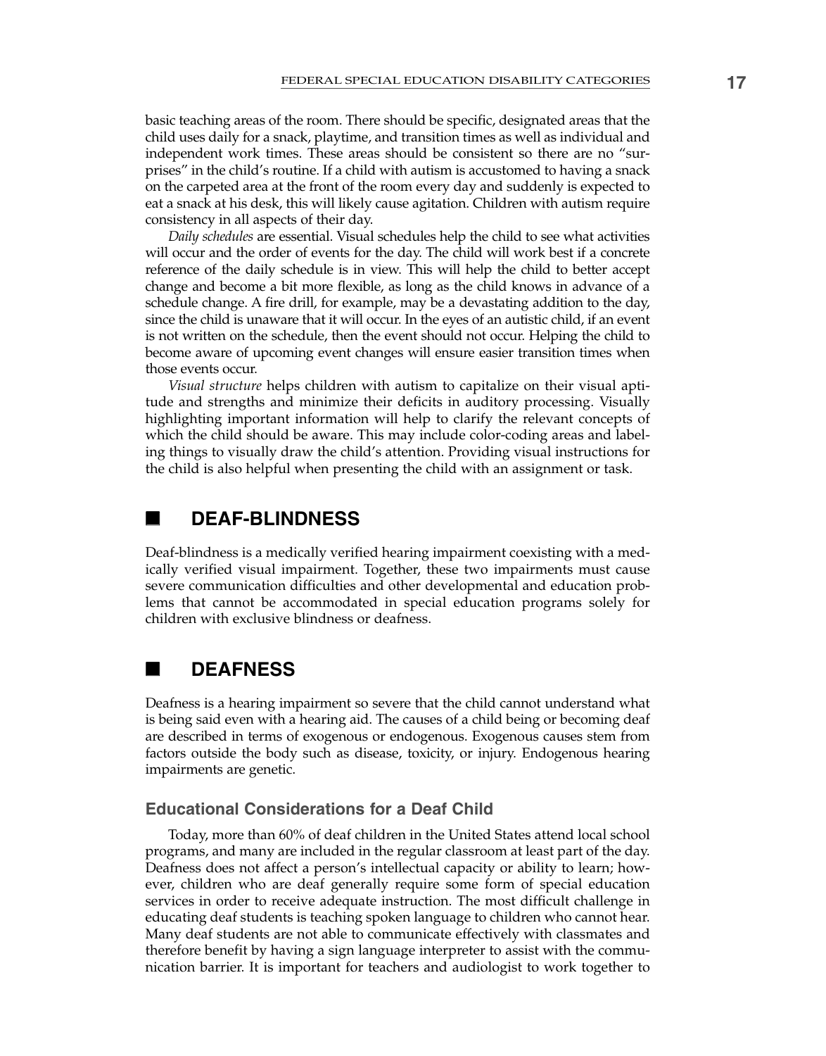basic teaching areas of the room. There should be specific, designated areas that the child uses daily for a snack, playtime, and transition times as well as individual and independent work times. These areas should be consistent so there are no "surprises" in the child's routine. If a child with autism is accustomed to having a snack on the carpeted area at the front of the room every day and suddenly is expected to eat a snack at his desk, this will likely cause agitation. Children with autism require consistency in all aspects of their day.

*Daily schedules* are essential. Visual schedules help the child to see what activities will occur and the order of events for the day. The child will work best if a concrete reference of the daily schedule is in view. This will help the child to better accept change and become a bit more flexible, as long as the child knows in advance of a schedule change. A fire drill, for example, may be a devastating addition to the day, since the child is unaware that it will occur. In the eyes of an autistic child, if an event is not written on the schedule, then the event should not occur. Helping the child to become aware of upcoming event changes will ensure easier transition times when those events occur.

*Visual structure* helps children with autism to capitalize on their visual aptitude and strengths and minimize their deficits in auditory processing. Visually highlighting important information will help to clarify the relevant concepts of which the child should be aware. This may include color-coding areas and labeling things to visually draw the child's attention. Providing visual instructions for the child is also helpful when presenting the child with an assignment or task.

## DEAF-BLINDNESS

Deaf-blindness is a medically verified hearing impairment coexisting with a medically verified visual impairment. Together, these two impairments must cause severe communication difficulties and other developmental and education problems that cannot be accommodated in special education programs solely for children with exclusive blindness or deafness.

## DEAFNESS

Deafness is a hearing impairment so severe that the child cannot understand what is being said even with a hearing aid. The causes of a child being or becoming deaf are described in terms of exogenous or endogenous. Exogenous causes stem from factors outside the body such as disease, toxicity, or injury. Endogenous hearing impairments are genetic.

### Educational Considerations for a Deaf Child

Today, more than 60% of deaf children in the United States attend local school programs, and many are included in the regular classroom at least part of the day. Deafness does not affect a person's intellectual capacity or ability to learn; however, children who are deaf generally require some form of special education services in order to receive adequate instruction. The most difficult challenge in educating deaf students is teaching spoken language to children who cannot hear. Many deaf students are not able to communicate effectively with classmates and therefore benefit by having a sign language interpreter to assist with the communication barrier. It is important for teachers and audiologist to work together to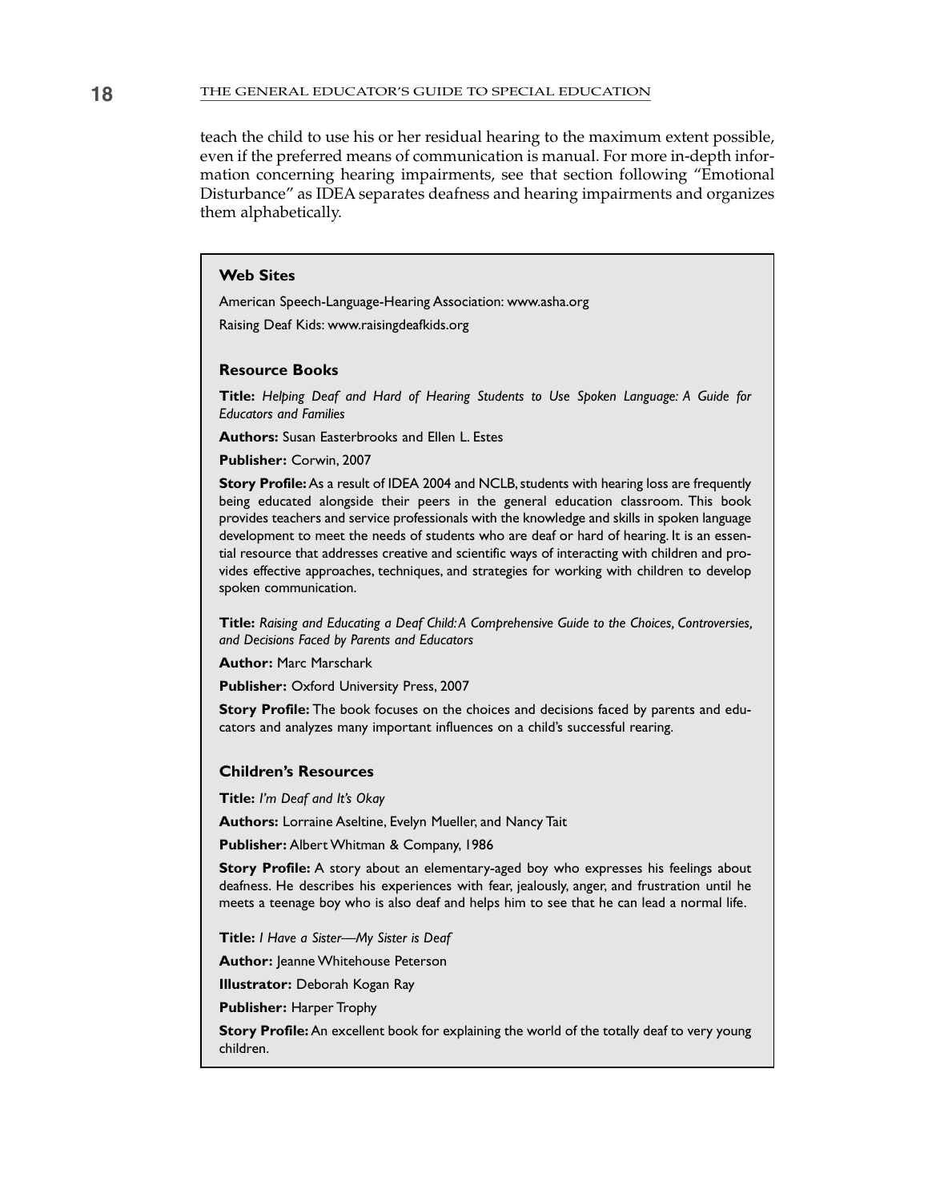teach the child to use his or her residual hearing to the maximum extent possible, even if the preferred means of communication is manual. For more in-depth information concerning hearing impairments, see that section following "Emotional Disturbance" as IDEA separates deafness and hearing impairments and organizes them alphabetically.

### Web Sites

American Speech-Language-Hearing Association: www.asha.org

Raising Deaf Kids: www.raisingdeafkids.org

### Resource Books

**Title:** *Helping Deaf and Hard of Hearing Students to Use Spoken Language: A Guide for Educators and Families*

**Authors:** Susan Easterbrooks and Ellen L. Estes

**Publisher:** Corwin, 2007

**Story Profile:** As a result of IDEA 2004 and NCLB, students with hearing loss are frequently being educated alongside their peers in the general education classroom. This book provides teachers and service professionals with the knowledge and skills in spoken language development to meet the needs of students who are deaf or hard of hearing. It is an essential resource that addresses creative and scientific ways of interacting with children and provides effective approaches, techniques, and strategies for working with children to develop spoken communication.

**Title:** *Raising and Educating a Deaf Child: A Comprehensive Guide to the Choices, Controversies, and Decisions Faced by Parents and Educators*

**Author:** Marc Marschark

**Publisher:** Oxford University Press, 2007

**Story Profile:** The book focuses on the choices and decisions faced by parents and educators and analyzes many important influences on a child's successful rearing.

### Children's Resources

**Title:** *I'm Deaf and It's Okay*

**Authors:** Lorraine Aseltine, Evelyn Mueller, and Nancy Tait

**Publisher:** Albert Whitman & Company, 1986

**Story Profile:** A story about an elementary-aged boy who expresses his feelings about deafness. He describes his experiences with fear, jealously, anger, and frustration until he meets a teenage boy who is also deaf and helps him to see that he can lead a normal life.

**Title:** *I Have a Sister—My Sister is Deaf*

**Author:** Jeanne Whitehouse Peterson

**Illustrator:** Deborah Kogan Ray

**Publisher:** Harper Trophy

**Story Profile:** An excellent book for explaining the world of the totally deaf to very young children.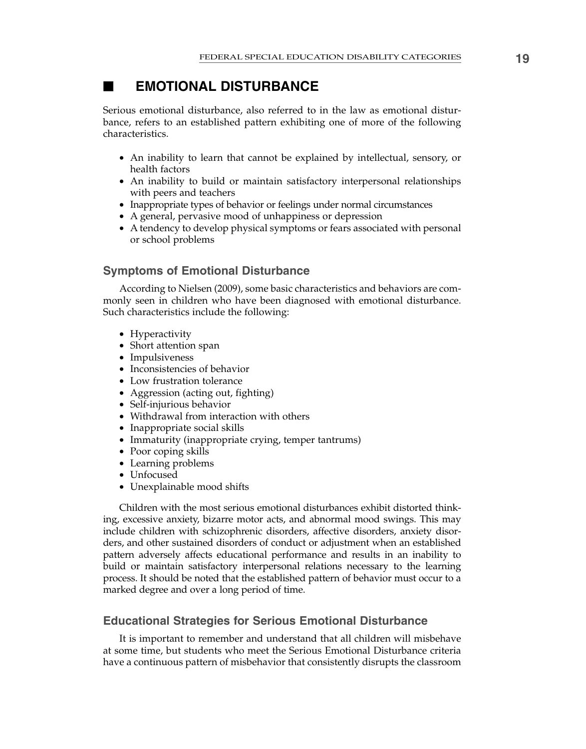## EMOTIONAL DISTURBANCE

Serious emotional disturbance, also referred to in the law as emotional disturbance, refers to an established pattern exhibiting one of more of the following characteristics.

- An inability to learn that cannot be explained by intellectual, sensory, or health factors
- An inability to build or maintain satisfactory interpersonal relationships with peers and teachers
- Inappropriate types of behavior or feelings under normal circumstances
- A general, pervasive mood of unhappiness or depression
- A tendency to develop physical symptoms or fears associated with personal or school problems

### Symptoms of Emotional Disturbance

According to Nielsen (2009), some basic characteristics and behaviors are commonly seen in children who have been diagnosed with emotional disturbance. Such characteristics include the following:

- Hyperactivity
- Short attention span
- Impulsiveness
- Inconsistencies of behavior
- Low frustration tolerance
- Aggression (acting out, fighting)
- Self-injurious behavior
- Withdrawal from interaction with others
- Inappropriate social skills
- Immaturity (inappropriate crying, temper tantrums)
- Poor coping skills
- Learning problems
- Unfocused
- Unexplainable mood shifts

Children with the most serious emotional disturbances exhibit distorted thinking, excessive anxiety, bizarre motor acts, and abnormal mood swings. This may include children with schizophrenic disorders, affective disorders, anxiety disorders, and other sustained disorders of conduct or adjustment when an established pattern adversely affects educational performance and results in an inability to build or maintain satisfactory interpersonal relations necessary to the learning process. It should be noted that the established pattern of behavior must occur to a marked degree and over a long period of time.

### Educational Strategies for Serious Emotional Disturbance

It is important to remember and understand that all children will misbehave at some time, but students who meet the Serious Emotional Disturbance criteria have a continuous pattern of misbehavior that consistently disrupts the classroom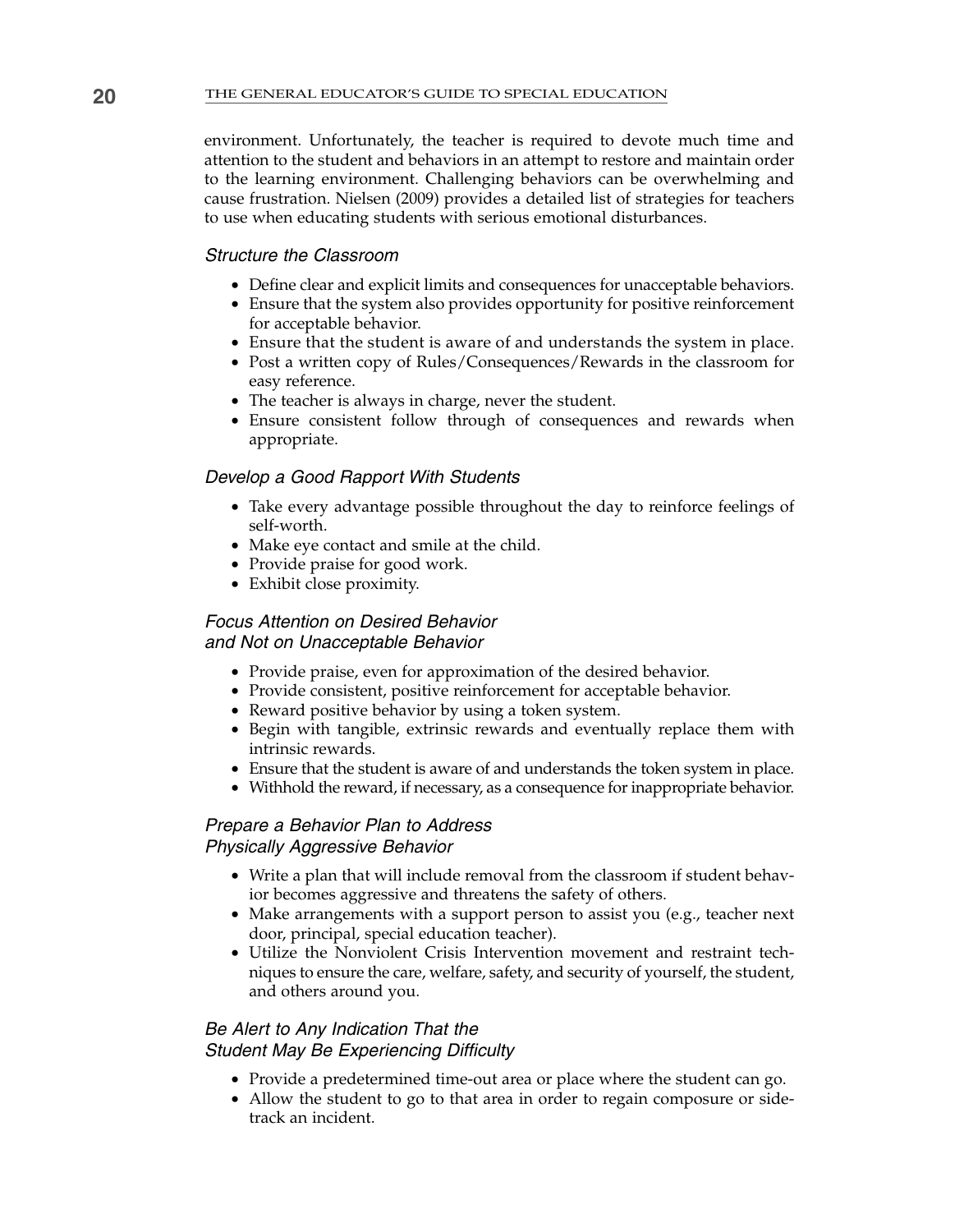environment. Unfortunately, the teacher is required to devote much time and attention to the student and behaviors in an attempt to restore and maintain order to the learning environment. Challenging behaviors can be overwhelming and cause frustration. Nielsen (2009) provides a detailed list of strategies for teachers to use when educating students with serious emotional disturbances.

### *Structure the Classroom*

- Define clear and explicit limits and consequences for unacceptable behaviors.
- Ensure that the system also provides opportunity for positive reinforcement for acceptable behavior.
- Ensure that the student is aware of and understands the system in place.
- Post a written copy of Rules/Consequences/Rewards in the classroom for easy reference.
- The teacher is always in charge, never the student.
- Ensure consistent follow through of consequences and rewards when appropriate.

### *Develop a Good Rapport With Students*

- Take every advantage possible throughout the day to reinforce feelings of self-worth.
- Make eye contact and smile at the child.
- Provide praise for good work.
- Exhibit close proximity.

### *Focus Attention on Desired Behavior and Not on Unacceptable Behavior*

- Provide praise, even for approximation of the desired behavior.
- Provide consistent, positive reinforcement for acceptable behavior.
- Reward positive behavior by using a token system.
- Begin with tangible, extrinsic rewards and eventually replace them with intrinsic rewards.
- Ensure that the student is aware of and understands the token system in place.
- Withhold the reward, if necessary, as a consequence for inappropriate behavior.

### *Prepare a Behavior Plan to Address Physically Aggressive Behavior*

- Write a plan that will include removal from the classroom if student behavior becomes aggressive and threatens the safety of others.
- Make arrangements with a support person to assist you (e.g., teacher next door, principal, special education teacher).
- Utilize the Nonviolent Crisis Intervention movement and restraint techniques to ensure the care, welfare, safety, and security of yourself, the student, and others around you.

### *Be Alert to Any Indication That the Student May Be Experiencing Difficulty*

- Provide a predetermined time-out area or place where the student can go.
- Allow the student to go to that area in order to regain composure or sidetrack an incident.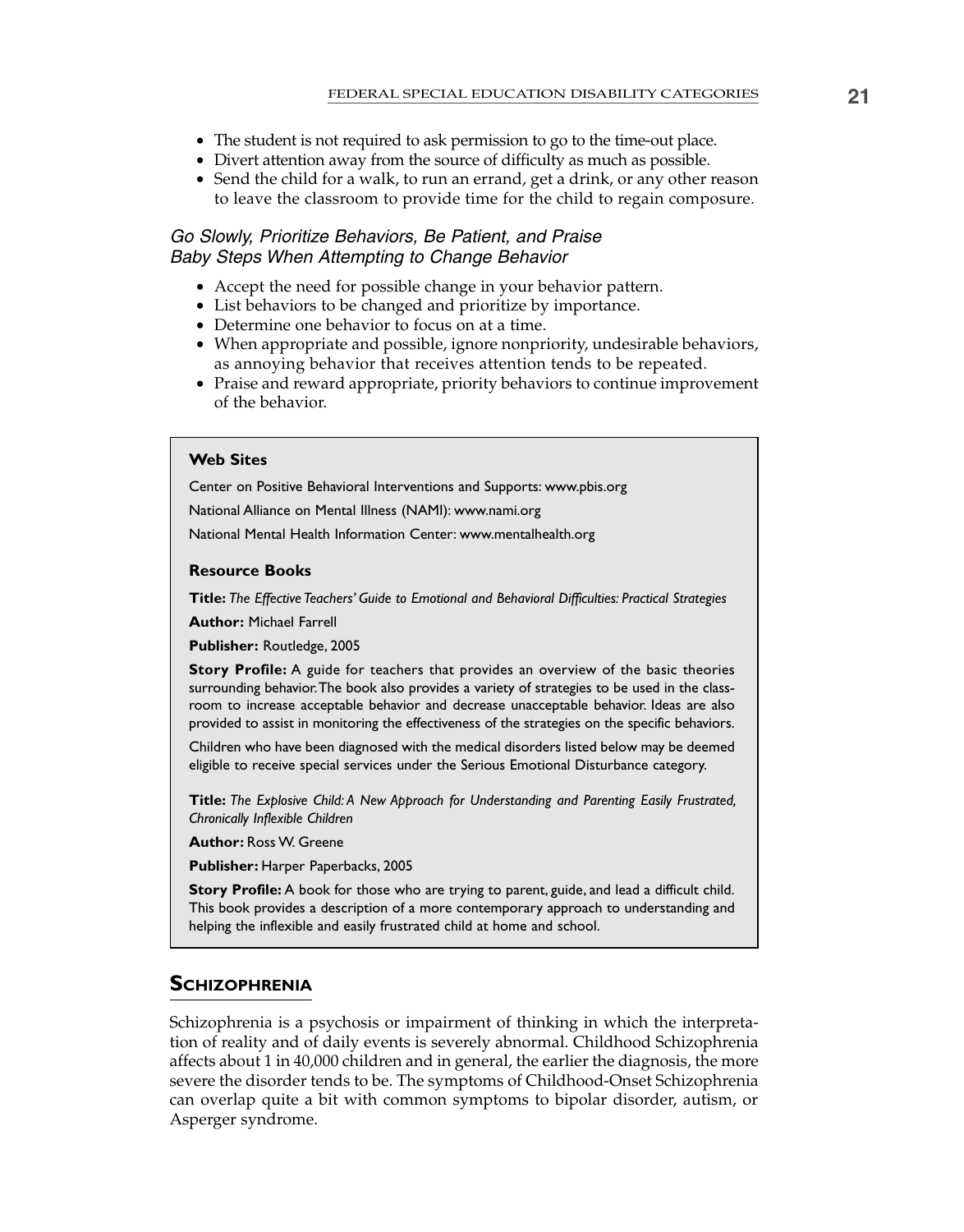- The student is not required to ask permission to go to the time-out place.
- Divert attention away from the source of difficulty as much as possible.
- Send the child for a walk, to run an errand, get a drink, or any other reason to leave the classroom to provide time for the child to regain composure.

### *Go Slowly, Prioritize Behaviors, Be Patient, and Praise Baby Steps When Attempting to Change Behavior*

- Accept the need for possible change in your behavior pattern.
- List behaviors to be changed and prioritize by importance.
- Determine one behavior to focus on at a time.
- When appropriate and possible, ignore nonpriority, undesirable behaviors, as annoying behavior that receives attention tends to be repeated.
- Praise and reward appropriate, priority behaviors to continue improvement of the behavior.

**Web Sites**

Center on Positive Behavioral Interventions and Supports: www.pbis.org

National Alliance on Mental Illness (NAMI): www.nami.org

National Mental Health Information Center: www.mentalhealth.org

**Resource Books**

**Title:** *The Effective Teachers' Guide to Emotional and Behavioral Difficulties: Practical Strategies*

**Author:** Michael Farrell

**Publisher:** Routledge, 2005

**Story Profile:** A guide for teachers that provides an overview of the basic theories surrounding behavior. The book also provides a variety of strategies to be used in the classroom to increase acceptable behavior and decrease unacceptable behavior. Ideas are also provided to assist in monitoring the effectiveness of the strategies on the specific behaviors.

Children who have been diagnosed with the medical disorders listed below may be deemed eligible to receive special services under the Serious Emotional Disturbance category.

**Title:** *The Explosive Child: A New Approach for Understanding and Parenting Easily Frustrated, Chronically Inflexible Children*

**Author:** Ross W. Greene

**Publisher:** Harper Paperbacks, 2005

**Story Profile:** A book for those who are trying to parent, guide, and lead a difficult child. This book provides a description of a more contemporary approach to understanding and helping the inflexible and easily frustrated child at home and school.

## Schizophrenia

Schizophrenia is a psychosis or impairment of thinking in which the interpretation of reality and of daily events is severely abnormal. Childhood Schizophrenia affects about 1 in 40,000 children and in general, the earlier the diagnosis, the more severe the disorder tends to be. The symptoms of Childhood-Onset Schizophrenia can overlap quite a bit with common symptoms to bipolar disorder, autism, or Asperger syndrome.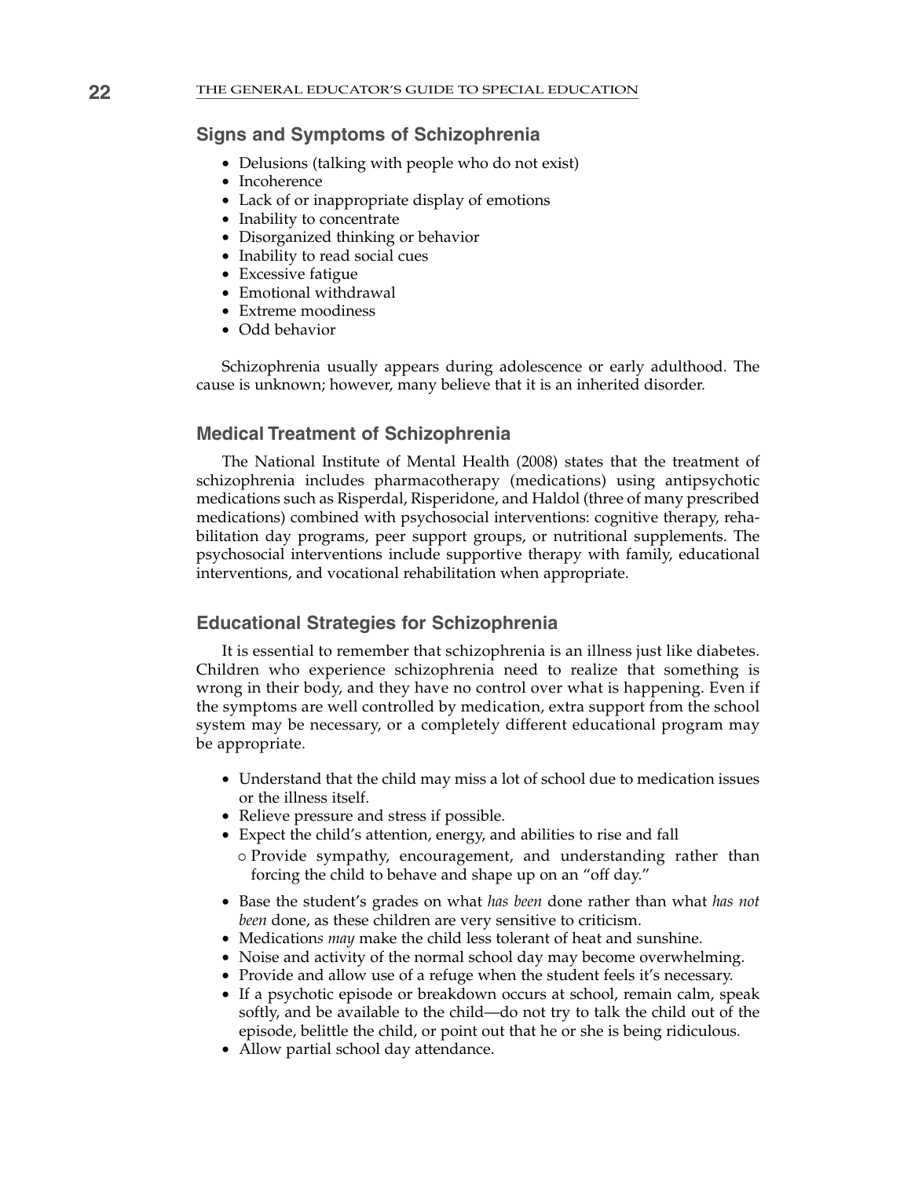## Signs and Symptoms of Schizophrenia

- Delusions (talking with people who do not exist)
- Incoherence
- Lack of or inappropriate display of emotions
- Inability to concentrate
- Disorganized thinking or behavior
- Inability to read social cues
- Excessive fatigue
- Emotional withdrawal
- Extreme moodiness
- Odd behavior

Schizophrenia usually appears during adolescence or early adulthood. The cause is unknown; however, many believe that it is an inherited disorder.

## Medical Treatment of Schizophrenia

The National Institute of Mental Health (2008) states that the treatment of schizophrenia includes pharmacotherapy (medications) using antipsychotic medications such as Risperdal, Risperidone, and Haldol (three of many prescribed medications) combined with psychosocial interventions: cognitive therapy, rehabilitation day programs, peer support groups, or nutritional supplements. The psychosocial interventions include supportive therapy with family, educational interventions, and vocational rehabilitation when appropriate.

## Educational Strategies for Schizophrenia

It is essential to remember that schizophrenia is an illness just like diabetes. Children who experience schizophrenia need to realize that something is wrong in their body, and they have no control over what is happening. Even if the symptoms are well controlled by medication, extra support from the school system may be necessary, or a completely different educational program may be appropriate.

- Understand that the child may miss a lot of school due to medication issues or the illness itself.
- Relieve pressure and stress if possible.
- Expect the child's attention, energy, and abilities to rise and fall
  - Provide sympathy, encouragement, and understanding rather than forcing the child to behave and shape up on an "off day."
- Base the student's grades on what *has been* done rather than what *has not been* done, as these children are very sensitive to criticism.
- Medications *may* make the child less tolerant of heat and sunshine.
- Noise and activity of the normal school day may become overwhelming.
- Provide and allow use of a refuge when the student feels it's necessary.
- If a psychotic episode or breakdown occurs at school, remain calm, speak softly, and be available to the child—do not try to talk the child out of the episode, belittle the child, or point out that he or she is being ridiculous.
- Allow partial school day attendance.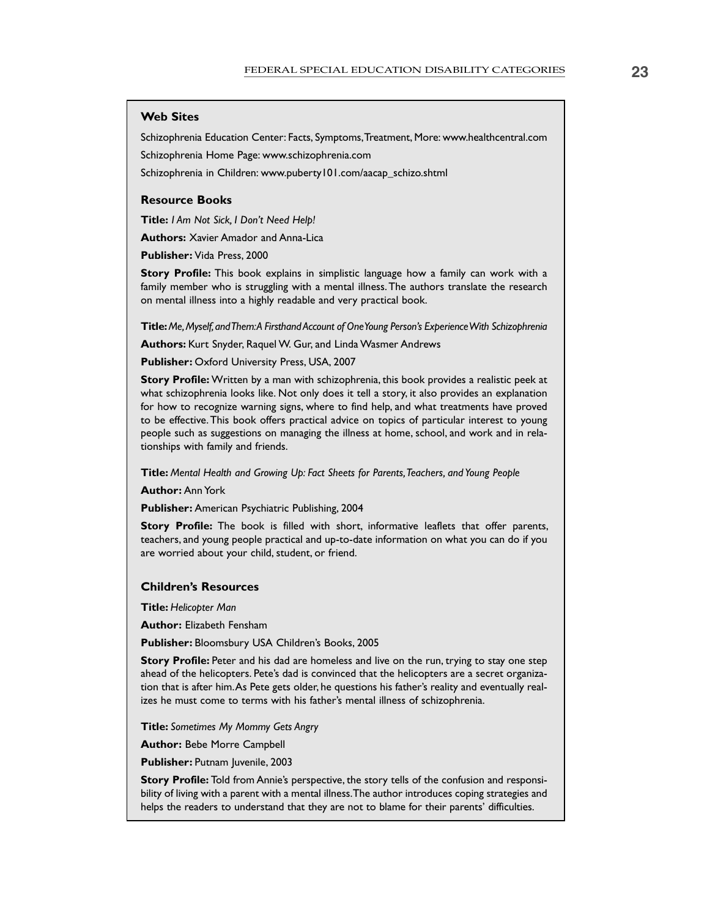### Web Sites

Schizophrenia Education Center: Facts, Symptoms, Treatment, More: www.healthcentral.com

Schizophrenia Home Page: www.schizophrenia.com

Schizophrenia in Children: www.puberty101.com/aacap_schizo.shtml

### Resource Books

**Title:** *I Am Not Sick, I Don't Need Help!*

**Authors:** Xavier Amador and Anna-Lica

**Publisher:** Vida Press, 2000

**Story Profile:** This book explains in simplistic language how a family can work with a family member who is struggling with a mental illness. The authors translate the research on mental illness into a highly readable and very practical book.

**Title:** *Me, Myself, and Them: A Firsthand Account of One Young Person's Experience With Schizophrenia*

**Authors:** Kurt Snyder, Raquel W. Gur, and Linda Wasmer Andrews

**Publisher:** Oxford University Press, USA, 2007

**Story Profile:** Written by a man with schizophrenia, this book provides a realistic peek at what schizophrenia looks like. Not only does it tell a story, it also provides an explanation for how to recognize warning signs, where to find help, and what treatments have proved to be effective. This book offers practical advice on topics of particular interest to young people such as suggestions on managing the illness at home, school, and work and in relationships with family and friends.

**Title:** *Mental Health and Growing Up: Fact Sheets for Parents, Teachers, and Young People*

**Author:** Ann York

**Publisher:** American Psychiatric Publishing, 2004

**Story Profile:** The book is filled with short, informative leaflets that offer parents, teachers, and young people practical and up-to-date information on what you can do if you are worried about your child, student, or friend.

### Children's Resources

**Title:** *Helicopter Man*

**Author:** Elizabeth Fensham

**Publisher:** Bloomsbury USA Children's Books, 2005

**Story Profile:** Peter and his dad are homeless and live on the run, trying to stay one step ahead of the helicopters. Pete's dad is convinced that the helicopters are a secret organization that is after him. As Pete gets older, he questions his father's reality and eventually realizes he must come to terms with his father's mental illness of schizophrenia.

**Title:** *Sometimes My Mommy Gets Angry*

**Author:** Bebe Morre Campbell

**Publisher:** Putnam Juvenile, 2003

**Story Profile:** Told from Annie's perspective, the story tells of the confusion and responsibility of living with a parent with a mental illness. The author introduces coping strategies and helps the readers to understand that they are not to blame for their parents' difficulties.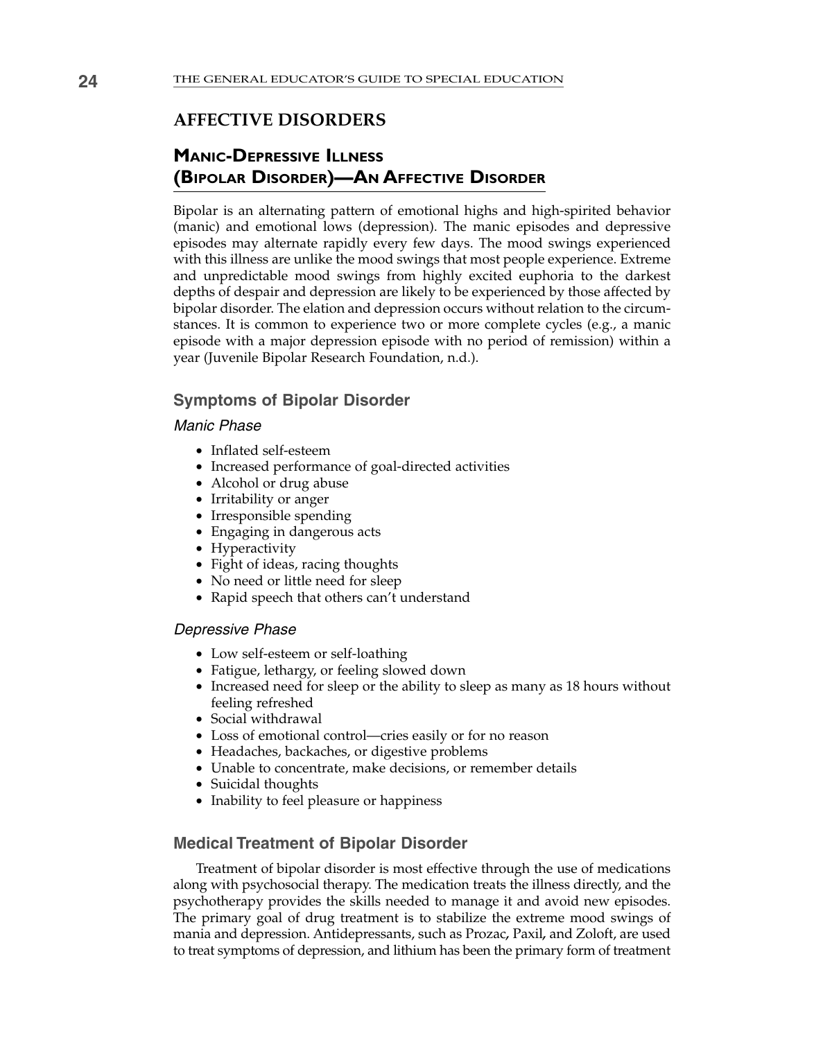## AFFECTIVE DISORDERS

## Manic-Depressive Illness (Bipolar Disorder)—An Affective Disorder

Bipolar is an alternating pattern of emotional highs and high-spirited behavior (manic) and emotional lows (depression). The manic episodes and depressive episodes may alternate rapidly every few days. The mood swings experienced with this illness are unlike the mood swings that most people experience. Extreme and unpredictable mood swings from highly excited euphoria to the darkest depths of despair and depression are likely to be experienced by those affected by bipolar disorder. The elation and depression occurs without relation to the circumstances. It is common to experience two or more complete cycles (e.g., a manic episode with a major depression episode with no period of remission) within a year (Juvenile Bipolar Research Foundation, n.d.).

### Symptoms of Bipolar Disorder

#### *Manic Phase*

- Inflated self-esteem
- Increased performance of goal-directed activities
- Alcohol or drug abuse
- Irritability or anger
- Irresponsible spending
- Engaging in dangerous acts
- Hyperactivity
- Fight of ideas, racing thoughts
- No need or little need for sleep
- Rapid speech that others can't understand

#### *Depressive Phase*

- Low self-esteem or self-loathing
- Fatigue, lethargy, or feeling slowed down
- Increased need for sleep or the ability to sleep as many as 18 hours without feeling refreshed
- Social withdrawal
- Loss of emotional control—cries easily or for no reason
- Headaches, backaches, or digestive problems
- Unable to concentrate, make decisions, or remember details
- Suicidal thoughts
- Inability to feel pleasure or happiness

### Medical Treatment of Bipolar Disorder

Treatment of bipolar disorder is most effective through the use of medications along with psychosocial therapy. The medication treats the illness directly, and the psychotherapy provides the skills needed to manage it and avoid new episodes. The primary goal of drug treatment is to stabilize the extreme mood swings of mania and depression. Antidepressants, such as Prozac, Paxil, and Zoloft, are used to treat symptoms of depression, and lithium has been the primary form of treatment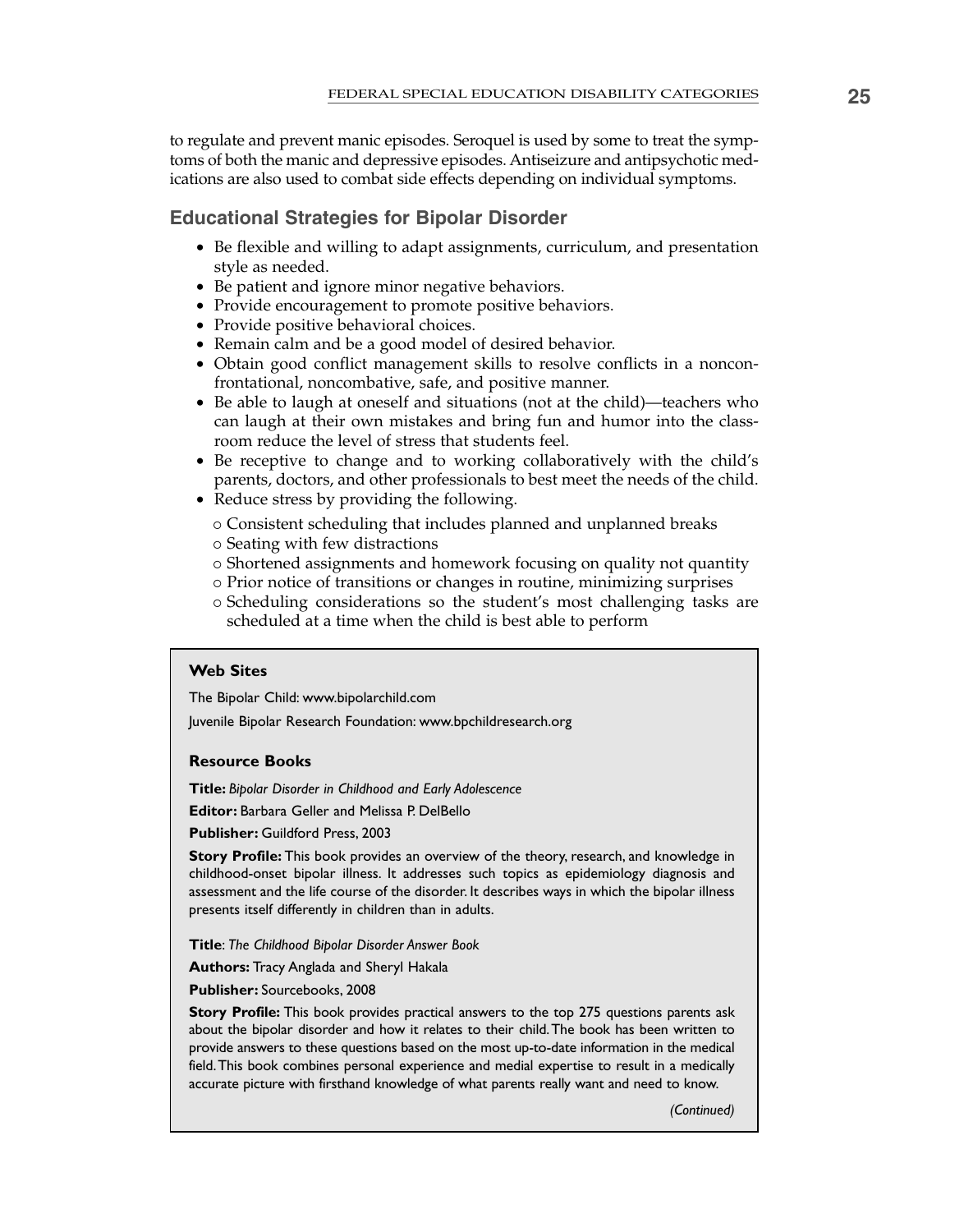to regulate and prevent manic episodes. Seroquel is used by some to treat the symptoms of both the manic and depressive episodes. Antiseizure and antipsychotic medications are also used to combat side effects depending on individual symptoms.

### Educational Strategies for Bipolar Disorder

- Be flexible and willing to adapt assignments, curriculum, and presentation style as needed.
- Be patient and ignore minor negative behaviors.
- Provide encouragement to promote positive behaviors.
- Provide positive behavioral choices.
- Remain calm and be a good model of desired behavior.
- Obtain good conflict management skills to resolve conflicts in a nonconfrontational, noncombative, safe, and positive manner.
- Be able to laugh at oneself and situations (not at the child)—teachers who can laugh at their own mistakes and bring fun and humor into the classroom reduce the level of stress that students feel.
- Be receptive to change and to working collaboratively with the child's parents, doctors, and other professionals to best meet the needs of the child.
- Reduce stress by providing the following.
  - Consistent scheduling that includes planned and unplanned breaks
  - Seating with few distractions
  - Shortened assignments and homework focusing on quality not quantity
  - Prior notice of transitions or changes in routine, minimizing surprises
  - Scheduling considerations so the student's most challenging tasks are scheduled at a time when the child is best able to perform

**Web Sites**

The Bipolar Child: www.bipolarchild.com

Juvenile Bipolar Research Foundation: www.bpchildresearch.org

**Resource Books**

**Title:** *Bipolar Disorder in Childhood and Early Adolescence*

**Editor:** Barbara Geller and Melissa P. DelBello

**Publisher:** Guildford Press, 2003

**Story Profile:** This book provides an overview of the theory, research, and knowledge in childhood-onset bipolar illness. It addresses such topics as epidemiology diagnosis and assessment and the life course of the disorder. It describes ways in which the bipolar illness presents itself differently in children than in adults.

**Title**: *The Childhood Bipolar Disorder Answer Book*

**Authors:** Tracy Anglada and Sheryl Hakala

**Publisher:** Sourcebooks, 2008

**Story Profile:** This book provides practical answers to the top 275 questions parents ask about the bipolar disorder and how it relates to their child. The book has been written to provide answers to these questions based on the most up-to-date information in the medical field. This book combines personal experience and medial expertise to result in a medically accurate picture with firsthand knowledge of what parents really want and need to know.

*(Continued)*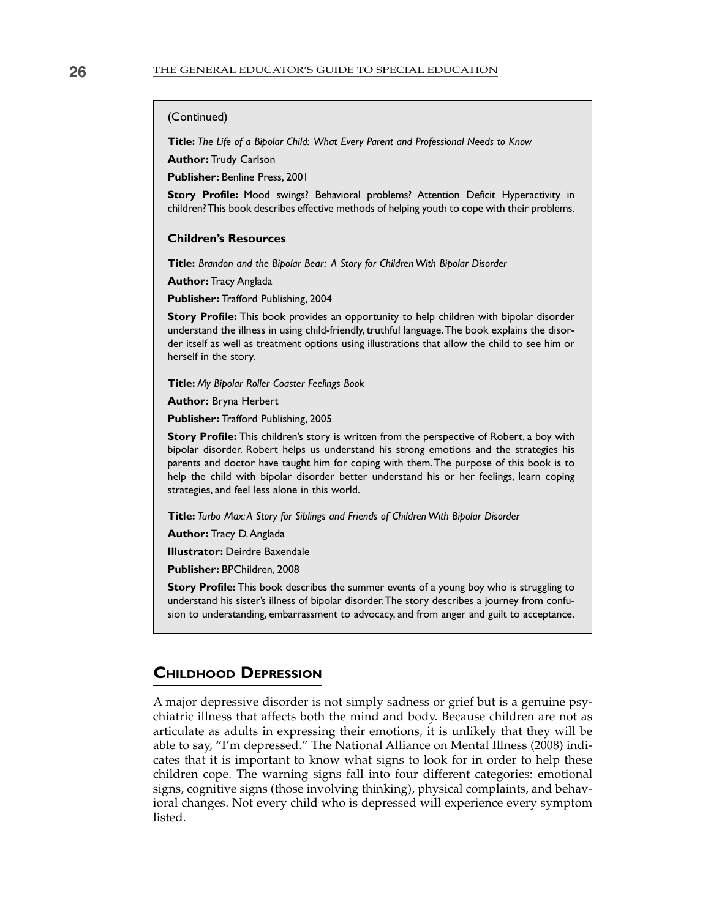(Continued)

**Title:** *The Life of a Bipolar Child: What Every Parent and Professional Needs to Know*

**Author:** Trudy Carlson

**Publisher:** Benline Press, 2001

**Story Profile:** Mood swings? Behavioral problems? Attention Deficit Hyperactivity in children? This book describes effective methods of helping youth to cope with their problems.

**Children's Resources**

**Title:** *Brandon and the Bipolar Bear: A Story for Children With Bipolar Disorder*

**Author:** Tracy Anglada

**Publisher:** Trafford Publishing, 2004

**Story Profile:** This book provides an opportunity to help children with bipolar disorder understand the illness in using child-friendly, truthful language. The book explains the disorder itself as well as treatment options using illustrations that allow the child to see him or herself in the story.

**Title:** *My Bipolar Roller Coaster Feelings Book*

**Author:** Bryna Herbert

**Publisher:** Trafford Publishing, 2005

**Story Profile:** This children's story is written from the perspective of Robert, a boy with bipolar disorder. Robert helps us understand his strong emotions and the strategies his parents and doctor have taught him for coping with them. The purpose of this book is to help the child with bipolar disorder better understand his or her feelings, learn coping strategies, and feel less alone in this world.

**Title:** *Turbo Max: A Story for Siblings and Friends of Children With Bipolar Disorder*

**Author:** Tracy D. Anglada

**Illustrator:** Deirdre Baxendale

**Publisher:** BPChildren, 2008

**Story Profile:** This book describes the summer events of a young boy who is struggling to understand his sister's illness of bipolar disorder. The story describes a journey from confusion to understanding, embarrassment to advocacy, and from anger and guilt to acceptance.

## Childhood Depression

A major depressive disorder is not simply sadness or grief but is a genuine psychiatric illness that affects both the mind and body. Because children are not as articulate as adults in expressing their emotions, it is unlikely that they will be able to say, "I'm depressed." The National Alliance on Mental Illness (2008) indicates that it is important to know what signs to look for in order to help these children cope. The warning signs fall into four different categories: emotional signs, cognitive signs (those involving thinking), physical complaints, and behavioral changes. Not every child who is depressed will experience every symptom listed.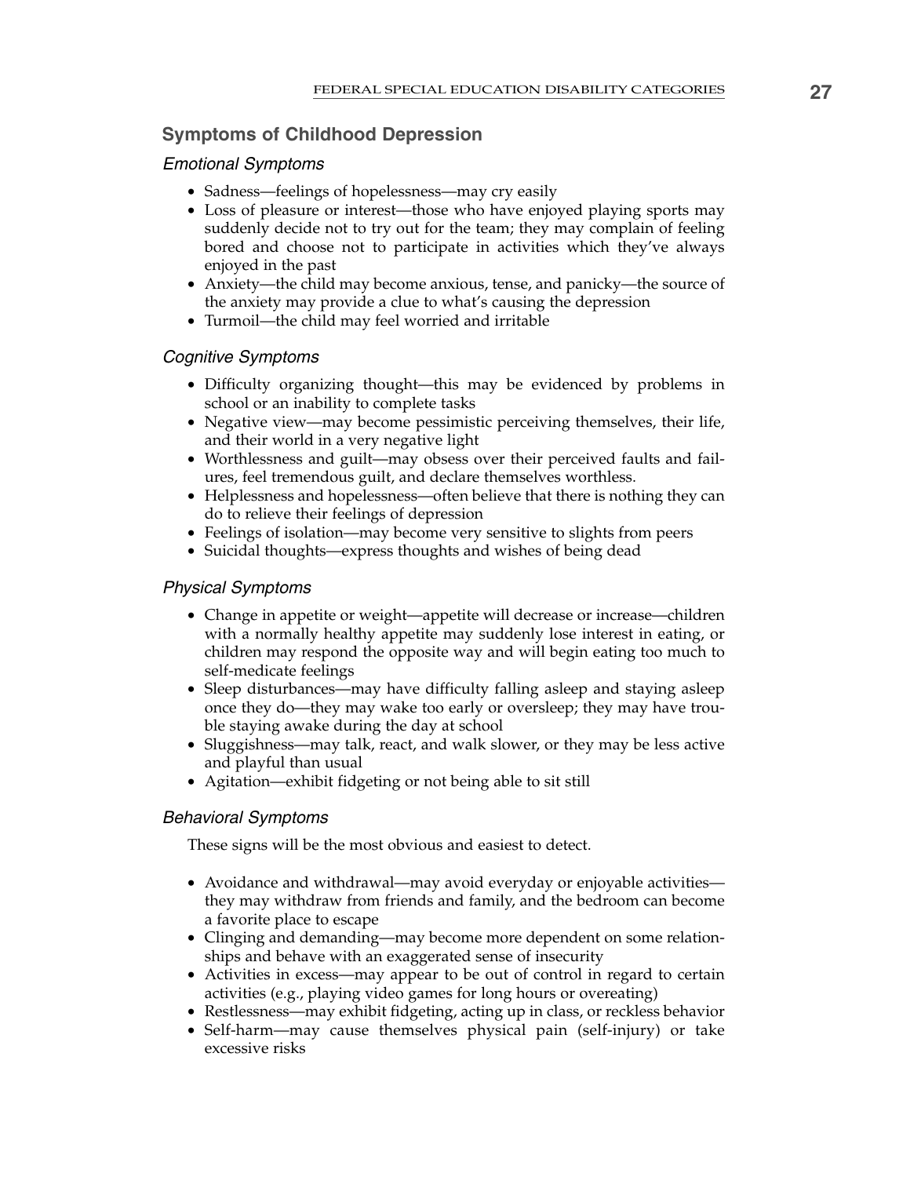## Symptoms of Childhood Depression

### *Emotional Symptoms*

- Sadness—feelings of hopelessness—may cry easily
- Loss of pleasure or interest—those who have enjoyed playing sports may suddenly decide not to try out for the team; they may complain of feeling bored and choose not to participate in activities which they've always enjoyed in the past
- Anxiety—the child may become anxious, tense, and panicky—the source of the anxiety may provide a clue to what's causing the depression
- Turmoil—the child may feel worried and irritable

### *Cognitive Symptoms*

- Difficulty organizing thought—this may be evidenced by problems in school or an inability to complete tasks
- Negative view—may become pessimistic perceiving themselves, their life, and their world in a very negative light
- Worthlessness and guilt—may obsess over their perceived faults and failures, feel tremendous guilt, and declare themselves worthless.
- Helplessness and hopelessness—often believe that there is nothing they can do to relieve their feelings of depression
- Feelings of isolation—may become very sensitive to slights from peers
- Suicidal thoughts—express thoughts and wishes of being dead

### *Physical Symptoms*

- Change in appetite or weight—appetite will decrease or increase—children with a normally healthy appetite may suddenly lose interest in eating, or children may respond the opposite way and will begin eating too much to self-medicate feelings
- Sleep disturbances—may have difficulty falling asleep and staying asleep once they do—they may wake too early or oversleep; they may have trouble staying awake during the day at school
- Sluggishness—may talk, react, and walk slower, or they may be less active and playful than usual
- Agitation—exhibit fidgeting or not being able to sit still

### *Behavioral Symptoms*

These signs will be the most obvious and easiest to detect.

- Avoidance and withdrawal—may avoid everyday or enjoyable activities—they may withdraw from friends and family, and the bedroom can become a favorite place to escape
- Clinging and demanding—may become more dependent on some relationships and behave with an exaggerated sense of insecurity
- Activities in excess—may appear to be out of control in regard to certain activities (e.g., playing video games for long hours or overeating)
- Restlessness—may exhibit fidgeting, acting up in class, or reckless behavior
- Self-harm—may cause themselves physical pain (self-injury) or take excessive risks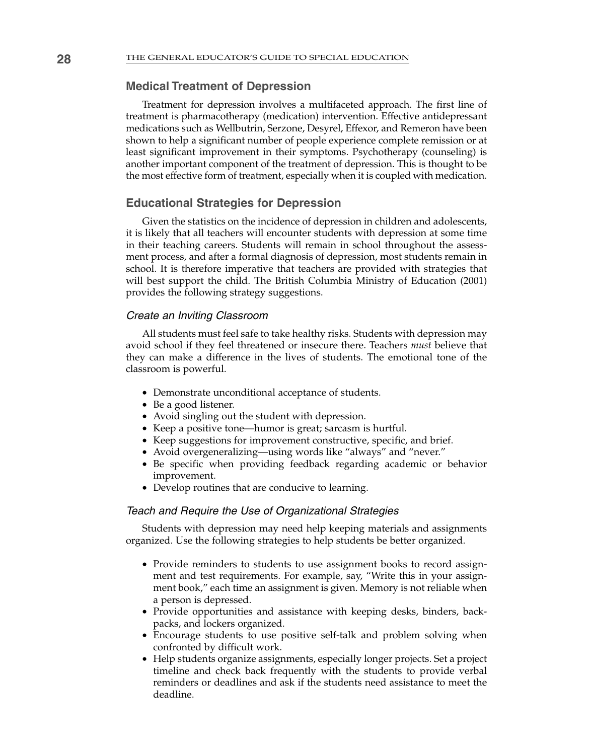## Medical Treatment of Depression

Treatment for depression involves a multifaceted approach. The first line of treatment is pharmacotherapy (medication) intervention. Effective antidepressant medications such as Wellbutrin, Serzone, Desyrel, Effexor, and Remeron have been shown to help a significant number of people experience complete remission or at least significant improvement in their symptoms. Psychotherapy (counseling) is another important component of the treatment of depression. This is thought to be the most effective form of treatment, especially when it is coupled with medication.

## Educational Strategies for Depression

Given the statistics on the incidence of depression in children and adolescents, it is likely that all teachers will encounter students with depression at some time in their teaching careers. Students will remain in school throughout the assessment process, and after a formal diagnosis of depression, most students remain in school. It is therefore imperative that teachers are provided with strategies that will best support the child. The British Columbia Ministry of Education (2001) provides the following strategy suggestions.

### *Create an Inviting Classroom*

All students must feel safe to take healthy risks. Students with depression may avoid school if they feel threatened or insecure there. Teachers *must* believe that they can make a difference in the lives of students. The emotional tone of the classroom is powerful.

- Demonstrate unconditional acceptance of students.
- Be a good listener.
- Avoid singling out the student with depression.
- Keep a positive tone—humor is great; sarcasm is hurtful.
- Keep suggestions for improvement constructive, specific, and brief.
- Avoid overgeneralizing—using words like "always" and "never."
- Be specific when providing feedback regarding academic or behavior improvement.
- Develop routines that are conducive to learning.

### *Teach and Require the Use of Organizational Strategies*

Students with depression may need help keeping materials and assignments organized. Use the following strategies to help students be better organized.

- Provide reminders to students to use assignment books to record assignment and test requirements. For example, say, "Write this in your assignment book," each time an assignment is given. Memory is not reliable when a person is depressed.
- Provide opportunities and assistance with keeping desks, binders, backpacks, and lockers organized.
- Encourage students to use positive self-talk and problem solving when confronted by difficult work.
- Help students organize assignments, especially longer projects. Set a project timeline and check back frequently with the students to provide verbal reminders or deadlines and ask if the students need assistance to meet the deadline.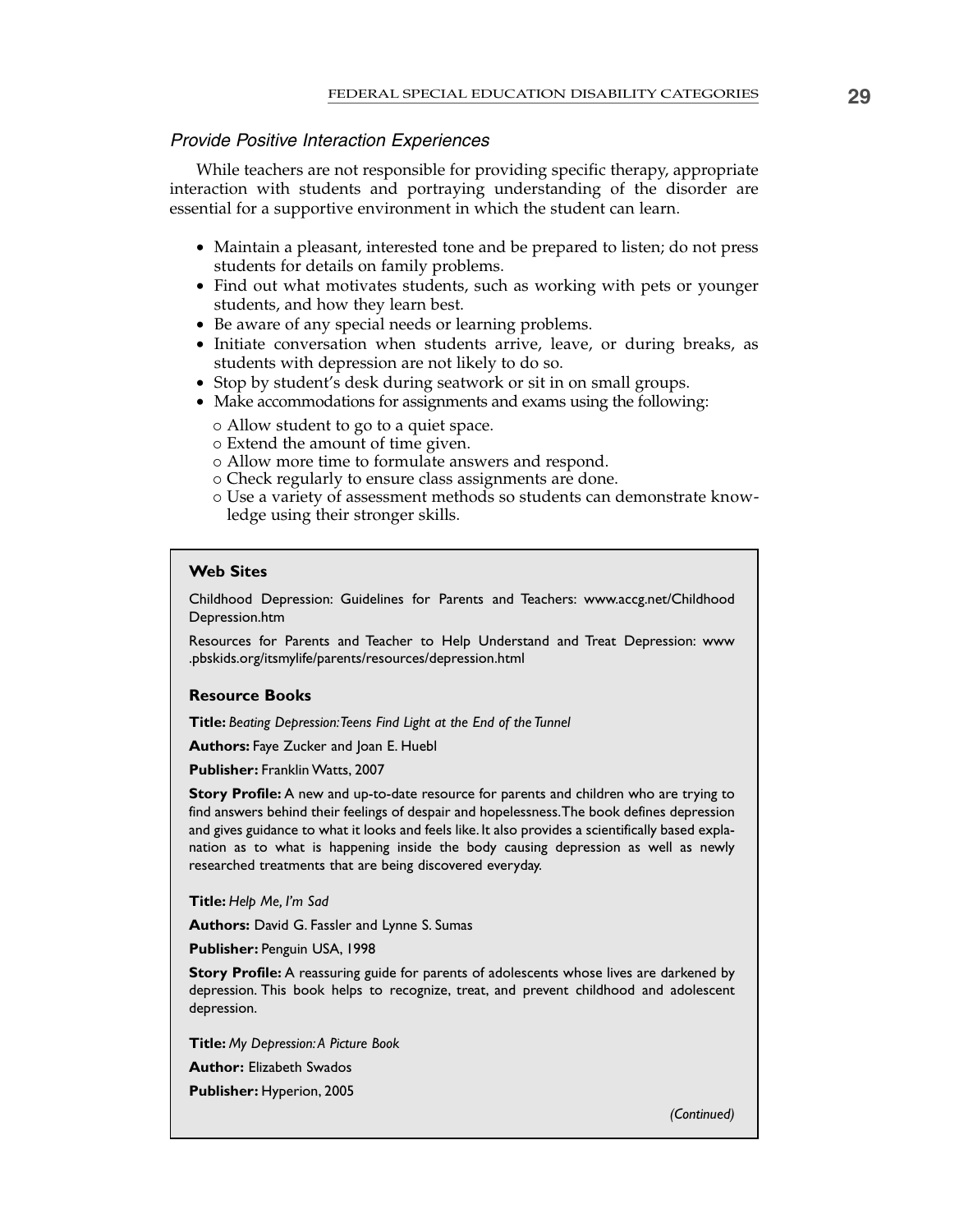### *Provide Positive Interaction Experiences*

While teachers are not responsible for providing specific therapy, appropriate interaction with students and portraying understanding of the disorder are essential for a supportive environment in which the student can learn.

- Maintain a pleasant, interested tone and be prepared to listen; do not press students for details on family problems.
- Find out what motivates students, such as working with pets or younger students, and how they learn best.
- Be aware of any special needs or learning problems.
- Initiate conversation when students arrive, leave, or during breaks, as students with depression are not likely to do so.
- Stop by student's desk during seatwork or sit in on small groups.
- Make accommodations for assignments and exams using the following:
  - Allow student to go to a quiet space.
  - Extend the amount of time given.
  - Allow more time to formulate answers and respond.
  - Check regularly to ensure class assignments are done.
  - Use a variety of assessment methods so students can demonstrate knowledge using their stronger skills.

**Web Sites**

Childhood Depression: Guidelines for Parents and Teachers: www.accg.net/ChildhoodDepression.htm

Resources for Parents and Teacher to Help Understand and Treat Depression: www.pbskids.org/itsmylife/parents/resources/depression.html

**Resource Books**

**Title:** *Beating Depression: Teens Find Light at the End of the Tunnel*

**Authors:** Faye Zucker and Joan E. Huebl

**Publisher:** Franklin Watts, 2007

**Story Profile:** A new and up-to-date resource for parents and children who are trying to find answers behind their feelings of despair and hopelessness. The book defines depression and gives guidance to what it looks and feels like. It also provides a scientifically based explanation as to what is happening inside the body causing depression as well as newly researched treatments that are being discovered everyday.

**Title:** *Help Me, I'm Sad*

**Authors:** David G. Fassler and Lynne S. Sumas

**Publisher:** Penguin USA, 1998

**Story Profile:** A reassuring guide for parents of adolescents whose lives are darkened by depression. This book helps to recognize, treat, and prevent childhood and adolescent depression.

**Title:** *My Depression: A Picture Book*

**Author:** Elizabeth Swados

**Publisher:** Hyperion, 2005

*(Continued)*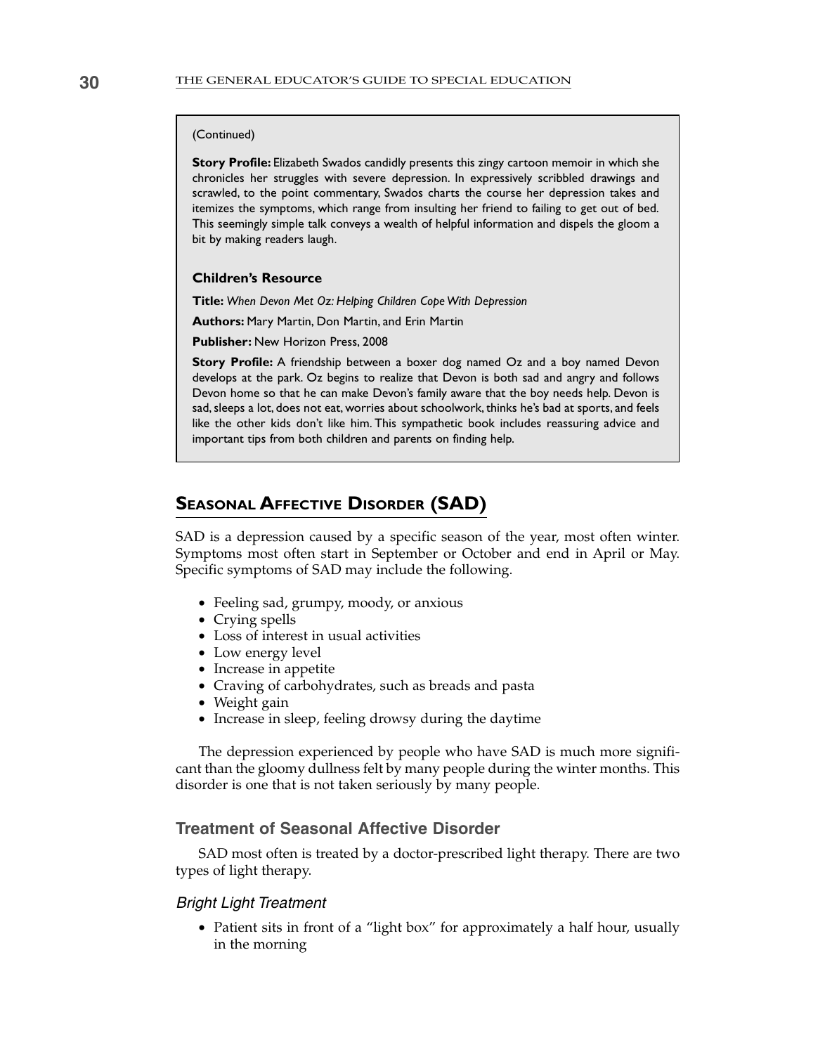(Continued)

**Story Profile:** Elizabeth Swados candidly presents this zingy cartoon memoir in which she chronicles her struggles with severe depression. In expressively scribbled drawings and scrawled, to the point commentary, Swados charts the course her depression takes and itemizes the symptoms, which range from insulting her friend to failing to get out of bed. This seemingly simple talk conveys a wealth of helpful information and dispels the gloom a bit by making readers laugh.

**Children's Resource**

**Title:** *When Devon Met Oz: Helping Children Cope With Depression*

**Authors:** Mary Martin, Don Martin, and Erin Martin

**Publisher:** New Horizon Press, 2008

**Story Profile:** A friendship between a boxer dog named Oz and a boy named Devon develops at the park. Oz begins to realize that Devon is both sad and angry and follows Devon home so that he can make Devon's family aware that the boy needs help. Devon is sad, sleeps a lot, does not eat, worries about schoolwork, thinks he's bad at sports, and feels like the other kids don't like him. This sympathetic book includes reassuring advice and important tips from both children and parents on finding help.

## SEASONAL AFFECTIVE DISORDER (SAD)

SAD is a depression caused by a specific season of the year, most often winter. Symptoms most often start in September or October and end in April or May. Specific symptoms of SAD may include the following.

- Feeling sad, grumpy, moody, or anxious
- Crying spells
- Loss of interest in usual activities
- Low energy level
- Increase in appetite
- Craving of carbohydrates, such as breads and pasta
- Weight gain
- Increase in sleep, feeling drowsy during the daytime

The depression experienced by people who have SAD is much more significant than the gloomy dullness felt by many people during the winter months. This disorder is one that is not taken seriously by many people.

### Treatment of Seasonal Affective Disorder

SAD most often is treated by a doctor-prescribed light therapy. There are two types of light therapy.

#### *Bright Light Treatment*

- Patient sits in front of a "light box" for approximately a half hour, usually in the morning